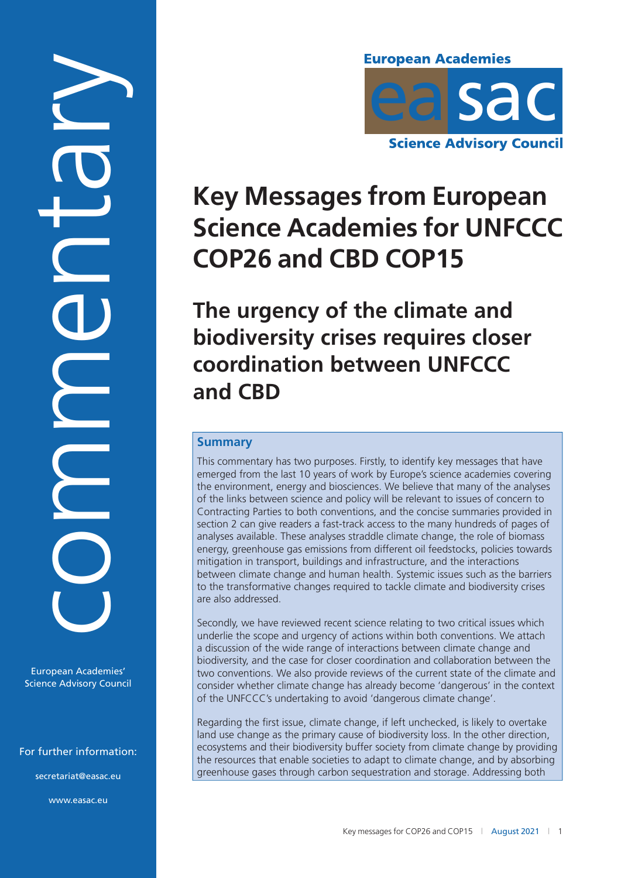commentary

European Academies' Science Advisory Council

For further information:

secretariat@easac.eu

www.easac.eu

European Academies

easac

Science Advisory Council

# Key Messages from European Science Academies for UNFCCC COP26 and CBD COP15

## The urgency of the climate and biodiversity crises requires closer coordination between UNFCCC and CBD

### Summary

This commentary has two purposes. Firstly, to identify key messages that have emerged from the last 10 years of work by Europe's science academies covering the environment, energy and biosciences. We believe that many of the analyses of the links between science and policy will be relevant to issues of concern to Contracting Parties to both conventions, and the concise summaries provided in section 2 can give readers a fast-track access to the many hundreds of pages of analyses available. These analyses straddle climate change, the role of biomass energy, greenhouse gas emissions from different oil feedstocks, policies towards mitigation in transport, buildings and infrastructure, and the interactions between climate change and human health. Systemic issues such as the barriers to the transformative changes required to tackle climate and biodiversity crises are also addressed.

Secondly, we have reviewed recent science relating to two critical issues which underlie the scope and urgency of actions within both conventions. We attach a discussion of the wide range of interactions between climate change and biodiversity, and the case for closer coordination and collaboration between the two conventions. We also provide reviews of the current state of the climate and consider whether climate change has already become 'dangerous' in the context of the UNFCCC's undertaking to avoid 'dangerous climate change'.

Regarding the first issue, climate change, if left unchecked, is likely to overtake land use change as the primary cause of biodiversity loss. In the other direction, ecosystems and their biodiversity buffer society from climate change by providing the resources that enable societies to adapt to climate change, and by absorbing greenhouse gases through carbon sequestration and storage. Addressing both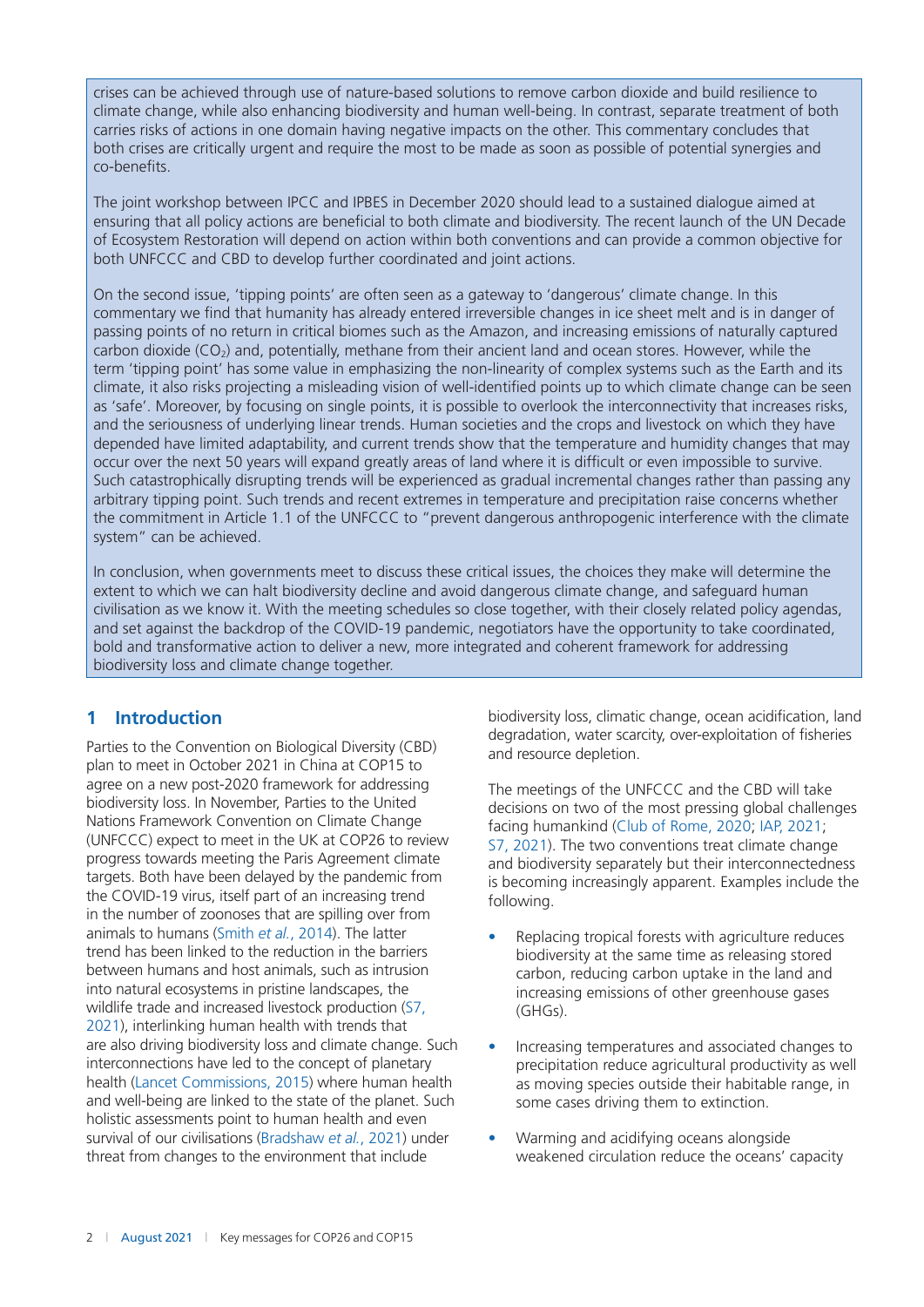crises can be achieved through use of nature-based solutions to remove carbon dioxide and build resilience to climate change, while also enhancing biodiversity and human well-being. In contrast, separate treatment of both carries risks of actions in one domain having negative impacts on the other. This commentary concludes that both crises are critically urgent and require the most to be made as soon as possible of potential synergies and co-benefits.

The joint workshop between IPCC and IPBES in December 2020 should lead to a sustained dialogue aimed at ensuring that all policy actions are beneficial to both climate and biodiversity. The recent launch of the UN Decade of Ecosystem Restoration will depend on action within both conventions and can provide a common objective for both UNFCCC and CBD to develop further coordinated and joint actions.

On the second issue, 'tipping points' are often seen as a gateway to 'dangerous' climate change. In this commentary we find that humanity has already entered irreversible changes in ice sheet melt and is in danger of passing points of no return in critical biomes such as the Amazon, and increasing emissions of naturally captured carbon dioxide ($CO_2$) and, potentially, methane from their ancient land and ocean stores. However, while the term 'tipping point' has some value in emphasizing the non-linearity of complex systems such as the Earth and its climate, it also risks projecting a misleading vision of well-identified points up to which climate change can be seen as 'safe'. Moreover, by focusing on single points, it is possible to overlook the interconnectivity that increases risks, and the seriousness of underlying linear trends. Human societies and the crops and livestock on which they have depended have limited adaptability, and current trends show that the temperature and humidity changes that may occur over the next 50 years will expand greatly areas of land where it is difficult or even impossible to survive. Such catastrophically disrupting trends will be experienced as gradual incremental changes rather than passing any arbitrary tipping point. Such trends and recent extremes in temperature and precipitation raise concerns whether the commitment in Article 1.1 of the UNFCCC to "prevent dangerous anthropogenic interference with the climate system" can be achieved.

In conclusion, when governments meet to discuss these critical issues, the choices they make will determine the extent to which we can halt biodiversity decline and avoid dangerous climate change, and safeguard human civilisation as we know it. With the meeting schedules so close together, with their closely related policy agendas, and set against the backdrop of the COVID-19 pandemic, negotiators have the opportunity to take coordinated, bold and transformative action to deliver a new, more integrated and coherent framework for addressing biodiversity loss and climate change together.

## 1 Introduction

Parties to the Convention on Biological Diversity (CBD) plan to meet in October 2021 in China at COP15 to agree on a new post-2020 framework for addressing biodiversity loss. In November, Parties to the United Nations Framework Convention on Climate Change (UNFCCC) expect to meet in the UK at COP26 to review progress towards meeting the Paris Agreement climate targets. Both have been delayed by the pandemic from the COVID-19 virus, itself part of an increasing trend in the number of zoonoses that are spilling over from animals to humans (Smith *et al.*, 2014). The latter trend has been linked to the reduction in the barriers between humans and host animals, such as intrusion into natural ecosystems in pristine landscapes, the wildlife trade and increased livestock production (S7, 2021), interlinking human health with trends that are also driving biodiversity loss and climate change. Such interconnections have led to the concept of planetary health (Lancet Commissions, 2015) where human health and well-being are linked to the state of the planet. Such holistic assessments point to human health and even survival of our civilisations (Bradshaw *et al.*, 2021) under threat from changes to the environment that include biodiversity loss, climatic change, ocean acidification, land degradation, water scarcity, over-exploitation of fisheries and resource depletion.

The meetings of the UNFCCC and the CBD will take decisions on two of the most pressing global challenges facing humankind (Club of Rome, 2020; IAP, 2021; S7, 2021). The two conventions treat climate change and biodiversity separately but their interconnectedness is becoming increasingly apparent. Examples include the following.

- Replacing tropical forests with agriculture reduces biodiversity at the same time as releasing stored carbon, reducing carbon uptake in the land and increasing emissions of other greenhouse gases (GHGs).
- Increasing temperatures and associated changes to precipitation reduce agricultural productivity as well as moving species outside their habitable range, in some cases driving them to extinction.
- Warming and acidifying oceans alongside weakened circulation reduce the oceans' capacity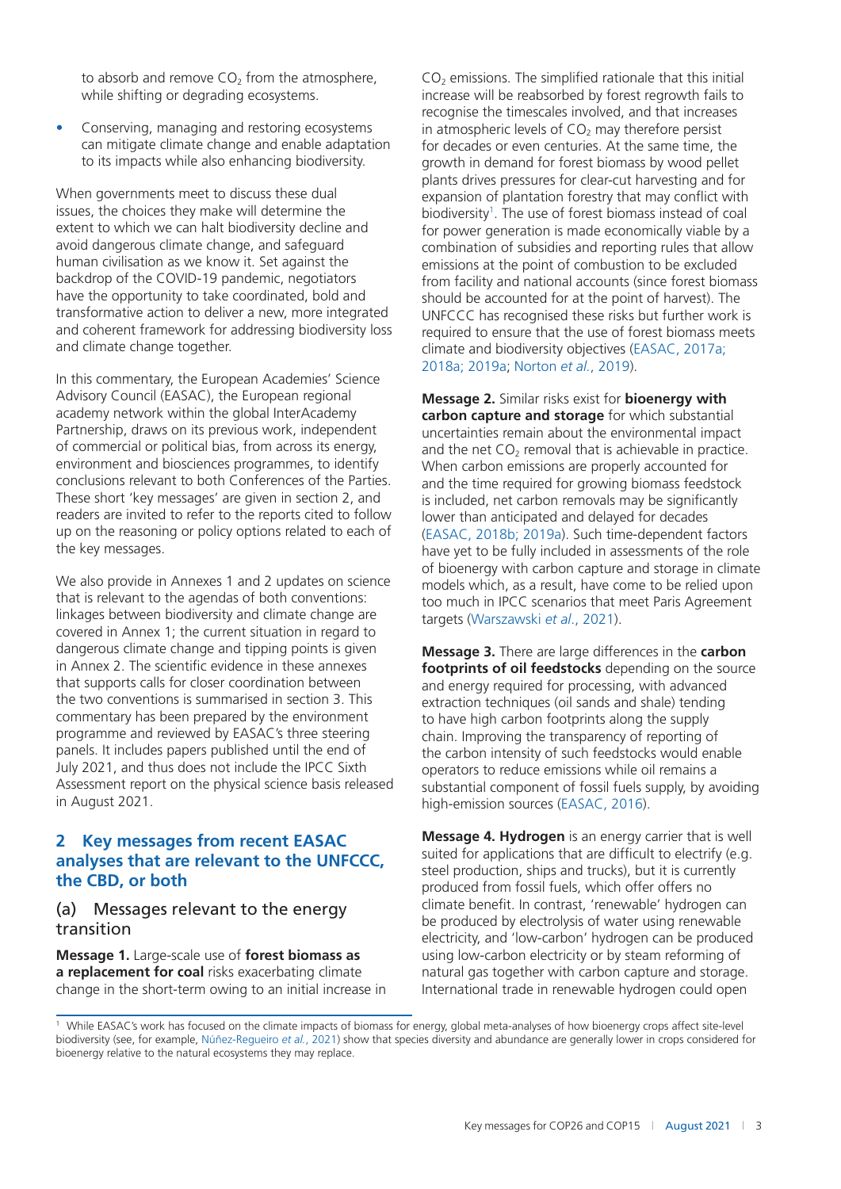to absorb and remove $CO_2$ from the atmosphere, while shifting or degrading ecosystems.

- Conserving, managing and restoring ecosystems can mitigate climate change and enable adaptation to its impacts while also enhancing biodiversity.

When governments meet to discuss these dual issues, the choices they make will determine the extent to which we can halt biodiversity decline and avoid dangerous climate change, and safeguard human civilisation as we know it. Set against the backdrop of the COVID-19 pandemic, negotiators have the opportunity to take coordinated, bold and transformative action to deliver a new, more integrated and coherent framework for addressing biodiversity loss and climate change together.

In this commentary, the European Academies' Science Advisory Council (EASAC), the European regional academy network within the global InterAcademy Partnership, draws on its previous work, independent of commercial or political bias, from across its energy, environment and biosciences programmes, to identify conclusions relevant to both Conferences of the Parties. These short 'key messages' are given in section 2, and readers are invited to refer to the reports cited to follow up on the reasoning or policy options related to each of the key messages.

We also provide in Annexes 1 and 2 updates on science that is relevant to the agendas of both conventions: linkages between biodiversity and climate change are covered in Annex 1; the current situation in regard to dangerous climate change and tipping points is given in Annex 2. The scientific evidence in these annexes that supports calls for closer coordination between the two conventions is summarised in section 3. This commentary has been prepared by the environment programme and reviewed by EASAC's three steering panels. It includes papers published until the end of July 2021, and thus does not include the IPCC Sixth Assessment report on the physical science basis released in August 2021.

## 2 Key messages from recent EASAC analyses that are relevant to the UNFCCC, the CBD, or both

### (a) Messages relevant to the energy transition

**Message 1.** Large-scale use of **forest biomass as a replacement for coal** risks exacerbating climate change in the short-term owing to an initial increase in $CO_2$ emissions. The simplified rationale that this initial increase will be reabsorbed by forest regrowth fails to recognise the timescales involved, and that increases in atmospheric levels of $CO_2$ may therefore persist for decades or even centuries. At the same time, the growth in demand for forest biomass by wood pellet plants drives pressures for clear-cut harvesting and for expansion of plantation forestry that may conflict with biodiversity[1]. The use of forest biomass instead of coal for power generation is made economically viable by a combination of subsidies and reporting rules that allow emissions at the point of combustion to be excluded from facility and national accounts (since forest biomass should be accounted for at the point of harvest). The UNFCCC has recognised these risks but further work is required to ensure that the use of forest biomass meets climate and biodiversity objectives (EASAC, 2017a; 2018a; 2019a; Norton *et al.*, 2019).

**Message 2.** Similar risks exist for **bioenergy with carbon capture and storage** for which substantial uncertainties remain about the environmental impact and the net $CO_2$ removal that is achievable in practice. When carbon emissions are properly accounted for and the time required for growing biomass feedstock is included, net carbon removals may be significantly lower than anticipated and delayed for decades (EASAC, 2018b; 2019a). Such time-dependent factors have yet to be fully included in assessments of the role of bioenergy with carbon capture and storage in climate models which, as a result, have come to be relied upon too much in IPCC scenarios that meet Paris Agreement targets (Warszawski *et al.*, 2021).

**Message 3.** There are large differences in the **carbon footprints of oil feedstocks** depending on the source and energy required for processing, with advanced extraction techniques (oil sands and shale) tending to have high carbon footprints along the supply chain. Improving the transparency of reporting of the carbon intensity of such feedstocks would enable operators to reduce emissions while oil remains a substantial component of fossil fuels supply, by avoiding high-emission sources (EASAC, 2016).

**Message 4. Hydrogen** is an energy carrier that is well suited for applications that are difficult to electrify (e.g. steel production, ships and trucks), but it is currently produced from fossil fuels, which offer offers no climate benefit. In contrast, 'renewable' hydrogen can be produced by electrolysis of water using renewable electricity, and 'low-carbon' hydrogen can be produced using low-carbon electricity or by steam reforming of natural gas together with carbon capture and storage. International trade in renewable hydrogen could open

[1] While EASAC's work has focused on the climate impacts of biomass for energy, global meta-analyses of how bioenergy crops affect site-level biodiversity (see, for example, Núñez-Regueiro *et al.*, 2021) show that species diversity and abundance are generally lower in crops considered for bioenergy relative to the natural ecosystems they may replace.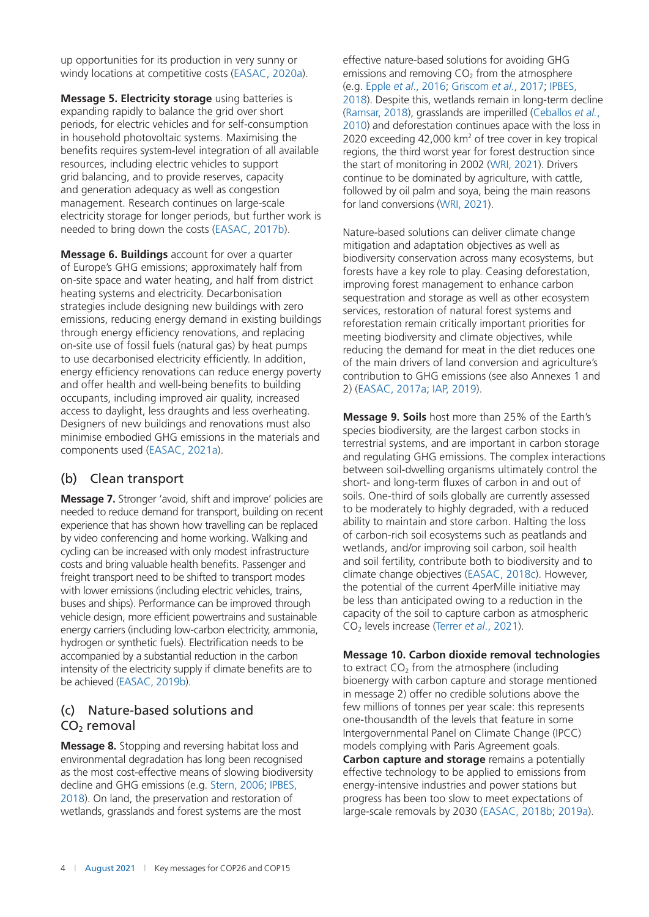up opportunities for its production in very sunny or windy locations at competitive costs (EASAC, 2020a).

**Message 5. Electricity storage** using batteries is expanding rapidly to balance the grid over short periods, for electric vehicles and for self-consumption in household photovoltaic systems. Maximising the benefits requires system-level integration of all available resources, including electric vehicles to support grid balancing, and to provide reserves, capacity and generation adequacy as well as congestion management. Research continues on large-scale electricity storage for longer periods, but further work is needed to bring down the costs (EASAC, 2017b).

**Message 6. Buildings** account for over a quarter of Europe's GHG emissions; approximately half from on-site space and water heating, and half from district heating systems and electricity. Decarbonisation strategies include designing new buildings with zero emissions, reducing energy demand in existing buildings through energy efficiency renovations, and replacing on-site use of fossil fuels (natural gas) by heat pumps to use decarbonised electricity efficiently. In addition, energy efficiency renovations can reduce energy poverty and offer health and well-being benefits to building occupants, including improved air quality, increased access to daylight, less draughts and less overheating. Designers of new buildings and renovations must also minimise embodied GHG emissions in the materials and components used (EASAC, 2021a).

## (b) Clean transport

**Message 7.** Stronger 'avoid, shift and improve' policies are needed to reduce demand for transport, building on recent experience that has shown how travelling can be replaced by video conferencing and home working. Walking and cycling can be increased with only modest infrastructure costs and bring valuable health benefits. Passenger and freight transport need to be shifted to transport modes with lower emissions (including electric vehicles, trains, buses and ships). Performance can be improved through vehicle design, more efficient powertrains and sustainable energy carriers (including low-carbon electricity, ammonia, hydrogen or synthetic fuels). Electrification needs to be accompanied by a substantial reduction in the carbon intensity of the electricity supply if climate benefits are to be achieved (EASAC, 2019b).

## (c) Nature-based solutions and $CO_2$ removal

**Message 8.** Stopping and reversing habitat loss and environmental degradation has long been recognised as the most cost-effective means of slowing biodiversity decline and GHG emissions (e.g. Stern, 2006; IPBES, 2018). On land, the preservation and restoration of wetlands, grasslands and forest systems are the most effective nature-based solutions for avoiding GHG emissions and removing $CO_2$ from the atmosphere (e.g. Epple *et al*., 2016; Griscom *et al*., 2017; IPBES, 2018). Despite this, wetlands remain in long-term decline (Ramsar, 2018), grasslands are imperilled (Ceballos *et al*., 2010) and deforestation continues apace with the loss in 2020 exceeding 42,000 $km^2$ of tree cover in key tropical regions, the third worst year for forest destruction since the start of monitoring in 2002 (WRI, 2021). Drivers continue to be dominated by agriculture, with cattle, followed by oil palm and soya, being the main reasons for land conversions (WRI, 2021).

Nature-based solutions can deliver climate change mitigation and adaptation objectives as well as biodiversity conservation across many ecosystems, but forests have a key role to play. Ceasing deforestation, improving forest management to enhance carbon sequestration and storage as well as other ecosystem services, restoration of natural forest systems and reforestation remain critically important priorities for meeting biodiversity and climate objectives, while reducing the demand for meat in the diet reduces one of the main drivers of land conversion and agriculture's contribution to GHG emissions (see also Annexes 1 and 2) (EASAC, 2017a; IAP, 2019).

**Message 9. Soils** host more than 25% of the Earth's species biodiversity, are the largest carbon stocks in terrestrial systems, and are important in carbon storage and regulating GHG emissions. The complex interactions between soil-dwelling organisms ultimately control the short- and long-term fluxes of carbon in and out of soils. One-third of soils globally are currently assessed to be moderately to highly degraded, with a reduced ability to maintain and store carbon. Halting the loss of carbon-rich soil ecosystems such as peatlands and wetlands, and/or improving soil carbon, soil health and soil fertility, contribute both to biodiversity and to climate change objectives (EASAC, 2018c). However, the potential of the current 4perMille initiative may be less than anticipated owing to a reduction in the capacity of the soil to capture carbon as atmospheric $CO_2$ levels increase (Terrer *et al*., 2021).

**Message 10. Carbon dioxide removal technologies** to extract $CO_2$ from the atmosphere (including bioenergy with carbon capture and storage mentioned in message 2) offer no credible solutions above the few millions of tonnes per year scale: this represents one-thousandth of the levels that feature in some Intergovernmental Panel on Climate Change (IPCC) models complying with Paris Agreement goals. **Carbon capture and storage** remains a potentially effective technology to be applied to emissions from energy-intensive industries and power stations but progress has been too slow to meet expectations of large-scale removals by 2030 (EASAC, 2018b; 2019a).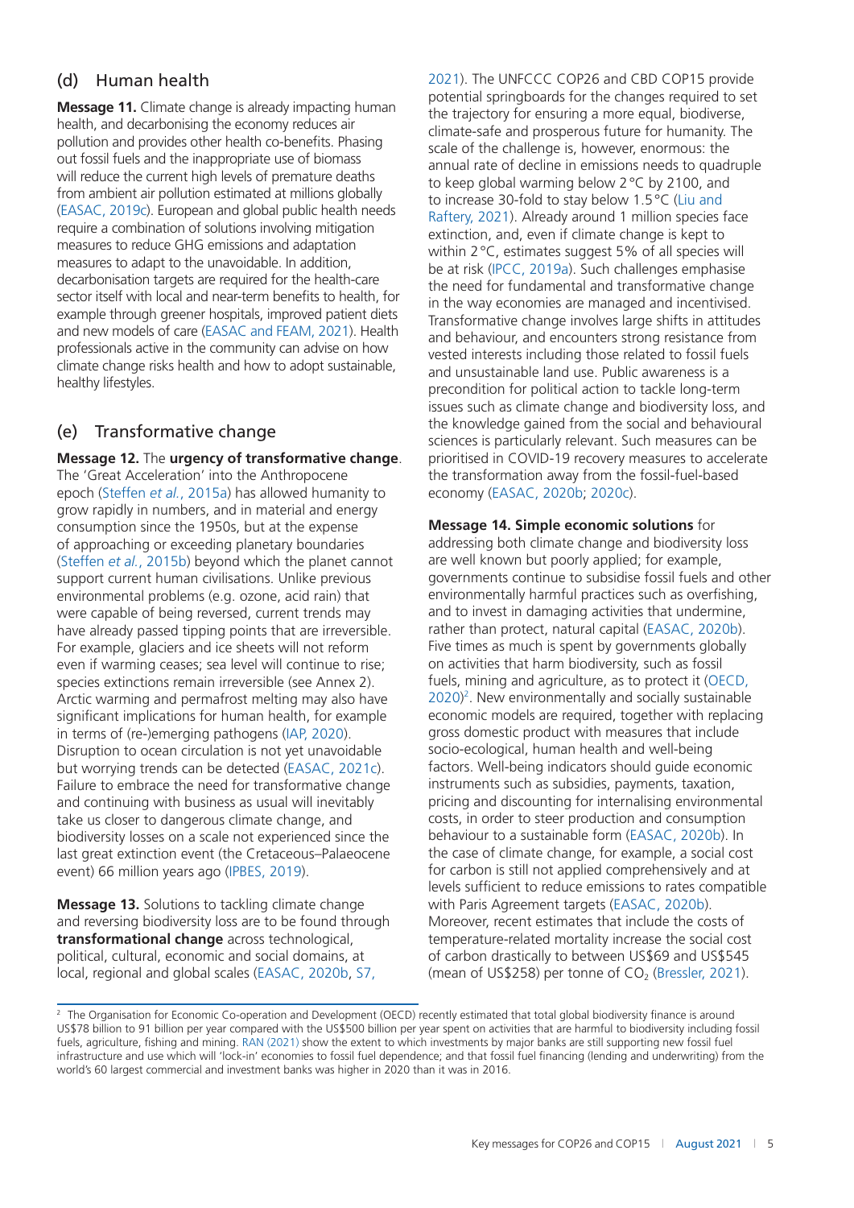## (d) Human health

**Message 11.** Climate change is already impacting human health, and decarbonising the economy reduces air pollution and provides other health co-benefits. Phasing out fossil fuels and the inappropriate use of biomass will reduce the current high levels of premature deaths from ambient air pollution estimated at millions globally (EASAC, 2019c). European and global public health needs require a combination of solutions involving mitigation measures to reduce GHG emissions and adaptation measures to adapt to the unavoidable. In addition, decarbonisation targets are required for the health-care sector itself with local and near-term benefits to health, for example through greener hospitals, improved patient diets and new models of care (EASAC and FEAM, 2021). Health professionals active in the community can advise on how climate change risks health and how to adopt sustainable, healthy lifestyles.

## (e) Transformative change

**Message 12.** The **urgency of transformative change**. The 'Great Acceleration' into the Anthropocene epoch (Steffen *et al.*, 2015a) has allowed humanity to grow rapidly in numbers, and in material and energy consumption since the 1950s, but at the expense of approaching or exceeding planetary boundaries (Steffen *et al.*, 2015b) beyond which the planet cannot support current human civilisations. Unlike previous environmental problems (e.g. ozone, acid rain) that were capable of being reversed, current trends may have already passed tipping points that are irreversible. For example, glaciers and ice sheets will not reform even if warming ceases; sea level will continue to rise; species extinctions remain irreversible (see Annex 2). Arctic warming and permafrost melting may also have significant implications for human health, for example in terms of (re-)emerging pathogens (IAP, 2020). Disruption to ocean circulation is not yet unavoidable but worrying trends can be detected (EASAC, 2021c). Failure to embrace the need for transformative change and continuing with business as usual will inevitably take us closer to dangerous climate change, and biodiversity losses on a scale not experienced since the last great extinction event (the Cretaceous–Palaeocene event) 66 million years ago (IPBES, 2019).

**Message 13.** Solutions to tackling climate change and reversing biodiversity loss are to be found through **transformational change** across technological, political, cultural, economic and social domains, at local, regional and global scales (EASAC, 2020b, S7, 2021). The UNFCCC COP26 and CBD COP15 provide potential springboards for the changes required to set the trajectory for ensuring a more equal, biodiverse, climate-safe and prosperous future for humanity. The scale of the challenge is, however, enormous: the annual rate of decline in emissions needs to quadruple to keep global warming below 2 °C by 2100, and to increase 30-fold to stay below 1.5 °C (Liu and Raftery, 2021). Already around 1 million species face extinction, and, even if climate change is kept to within 2 °C, estimates suggest 5% of all species will be at risk (IPCC, 2019a). Such challenges emphasise the need for fundamental and transformative change in the way economies are managed and incentivised. Transformative change involves large shifts in attitudes and behaviour, and encounters strong resistance from vested interests including those related to fossil fuels and unsustainable land use. Public awareness is a precondition for political action to tackle long-term issues such as climate change and biodiversity loss, and the knowledge gained from the social and behavioural sciences is particularly relevant. Such measures can be prioritised in COVID-19 recovery measures to accelerate the transformation away from the fossil-fuel-based economy (EASAC, 2020b; 2020c).

**Message 14. Simple economic solutions** for addressing both climate change and biodiversity loss are well known but poorly applied; for example, governments continue to subsidise fossil fuels and other environmentally harmful practices such as overfishing, and to invest in damaging activities that undermine, rather than protect, natural capital (EASAC, 2020b). Five times as much is spent by governments globally on activities that harm biodiversity, such as fossil fuels, mining and agriculture, as to protect it (OECD, 2020)[2]. New environmentally and socially sustainable economic models are required, together with replacing gross domestic product with measures that include socio-ecological, human health and well-being factors. Well-being indicators should guide economic instruments such as subsidies, payments, taxation, pricing and discounting for internalising environmental costs, in order to steer production and consumption behaviour to a sustainable form (EASAC, 2020b). In the case of climate change, for example, a social cost for carbon is still not applied comprehensively and at levels sufficient to reduce emissions to rates compatible with Paris Agreement targets (EASAC, 2020b). Moreover, recent estimates that include the costs of temperature-related mortality increase the social cost of carbon drastically to between US\$69 and US\$545 (mean of US\$258) per tonne of $CO_2$ (Bressler, 2021).

---

[2] The Organisation for Economic Co-operation and Development (OECD) recently estimated that total global biodiversity finance is around US\$78 billion to 91 billion per year compared with the US\$500 billion per year spent on activities that are harmful to biodiversity including fossil fuels, agriculture, fishing and mining. RAN (2021) show the extent to which investments by major banks are still supporting new fossil fuel infrastructure and use which will 'lock-in' economies to fossil fuel dependence; and that fossil fuel financing (lending and underwriting) from the world's 60 largest commercial and investment banks was higher in 2020 than it was in 2016.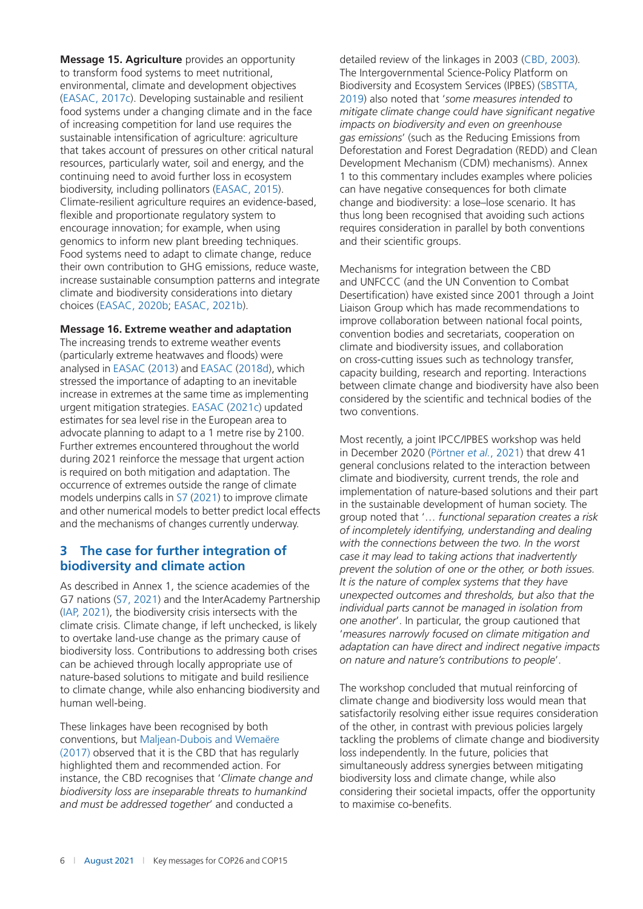**Message 15. Agriculture** provides an opportunity to transform food systems to meet nutritional, environmental, climate and development objectives (EASAC, 2017c). Developing sustainable and resilient food systems under a changing climate and in the face of increasing competition for land use requires the sustainable intensification of agriculture: agriculture that takes account of pressures on other critical natural resources, particularly water, soil and energy, and the continuing need to avoid further loss in ecosystem biodiversity, including pollinators (EASAC, 2015). Climate-resilient agriculture requires an evidence-based, flexible and proportionate regulatory system to encourage innovation; for example, when using genomics to inform new plant breeding techniques. Food systems need to adapt to climate change, reduce their own contribution to GHG emissions, reduce waste, increase sustainable consumption patterns and integrate climate and biodiversity considerations into dietary choices (EASAC, 2020b; EASAC, 2021b).

**Message 16. Extreme weather and adaptation**
The increasing trends to extreme weather events (particularly extreme heatwaves and floods) were analysed in EASAC (2013) and EASAC (2018d), which stressed the importance of adapting to an inevitable increase in extremes at the same time as implementing urgent mitigation strategies. EASAC (2021c) updated estimates for sea level rise in the European area to advocate planning to adapt to a 1 metre rise by 2100. Further extremes encountered throughout the world during 2021 reinforce the message that urgent action is required on both mitigation and adaptation. The occurrence of extremes outside the range of climate models underpins calls in S7 (2021) to improve climate and other numerical models to better predict local effects and the mechanisms of changes currently underway.

## 3 The case for further integration of biodiversity and climate action

As described in Annex 1, the science academies of the G7 nations (S7, 2021) and the InterAcademy Partnership (IAP, 2021), the biodiversity crisis intersects with the climate crisis. Climate change, if left unchecked, is likely to overtake land-use change as the primary cause of biodiversity loss. Contributions to addressing both crises can be achieved through locally appropriate use of nature-based solutions to mitigate and build resilience to climate change, while also enhancing biodiversity and human well-being.

These linkages have been recognised by both conventions, but Maljean-Dubois and Wemaëre (2017) observed that it is the CBD that has regularly highlighted them and recommended action. For instance, the CBD recognises that '*Climate change and biodiversity loss are inseparable threats to humankind and must be addressed together*' and conducted a detailed review of the linkages in 2003 (CBD, 2003). The Intergovernmental Science-Policy Platform on Biodiversity and Ecosystem Services (IPBES) (SBSTTA, 2019) also noted that '*some measures intended to mitigate climate change could have significant negative impacts on biodiversity and even on greenhouse gas emissions*' (such as the Reducing Emissions from Deforestation and Forest Degradation (REDD) and Clean Development Mechanism (CDM) mechanisms). Annex 1 to this commentary includes examples where policies can have negative consequences for both climate change and biodiversity: a lose–lose scenario. It has thus long been recognised that avoiding such actions requires consideration in parallel by both conventions and their scientific groups.

Mechanisms for integration between the CBD and UNFCCC (and the UN Convention to Combat Desertification) have existed since 2001 through a Joint Liaison Group which has made recommendations to improve collaboration between national focal points, convention bodies and secretariats, cooperation on climate and biodiversity issues, and collaboration on cross-cutting issues such as technology transfer, capacity building, research and reporting. Interactions between climate change and biodiversity have also been considered by the scientific and technical bodies of the two conventions.

Most recently, a joint IPCC/IPBES workshop was held in December 2020 (Pörtner *et al.*, 2021) that drew 41 general conclusions related to the interaction between climate and biodiversity, current trends, the role and implementation of nature-based solutions and their part in the sustainable development of human society. The group noted that '… *functional separation creates a risk of incompletely identifying, understanding and dealing with the connections between the two. In the worst case it may lead to taking actions that inadvertently prevent the solution of one or the other, or both issues. It is the nature of complex systems that they have unexpected outcomes and thresholds, but also that the individual parts cannot be managed in isolation from one another*'. In particular, the group cautioned that '*measures narrowly focused on climate mitigation and adaptation can have direct and indirect negative impacts on nature and nature's contributions to people*'.

The workshop concluded that mutual reinforcing of climate change and biodiversity loss would mean that satisfactorily resolving either issue requires consideration of the other, in contrast with previous policies largely tackling the problems of climate change and biodiversity loss independently. In the future, policies that simultaneously address synergies between mitigating biodiversity loss and climate change, while also considering their societal impacts, offer the opportunity to maximise co-benefits.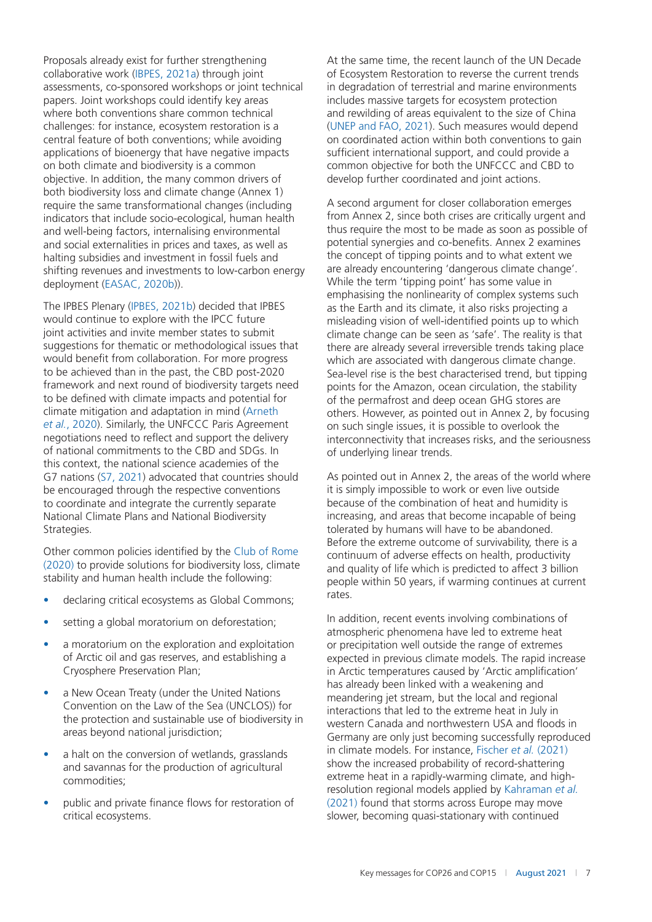Proposals already exist for further strengthening collaborative work (IBPES, 2021a) through joint assessments, co-sponsored workshops or joint technical papers. Joint workshops could identify key areas where both conventions share common technical challenges: for instance, ecosystem restoration is a central feature of both conventions; while avoiding applications of bioenergy that have negative impacts on both climate and biodiversity is a common objective. In addition, the many common drivers of both biodiversity loss and climate change (Annex 1) require the same transformational changes (including indicators that include socio-ecological, human health and well-being factors, internalising environmental and social externalities in prices and taxes, as well as halting subsidies and investment in fossil fuels and shifting revenues and investments to low-carbon energy deployment (EASAC, 2020b)).

The IPBES Plenary (IPBES, 2021b) decided that IPBES would continue to explore with the IPCC future joint activities and invite member states to submit suggestions for thematic or methodological issues that would benefit from collaboration. For more progress to be achieved than in the past, the CBD post-2020 framework and next round of biodiversity targets need to be defined with climate impacts and potential for climate mitigation and adaptation in mind (Arneth *et al.*, 2020). Similarly, the UNFCCC Paris Agreement negotiations need to reflect and support the delivery of national commitments to the CBD and SDGs. In this context, the national science academies of the G7 nations (S7, 2021) advocated that countries should be encouraged through the respective conventions to coordinate and integrate the currently separate National Climate Plans and National Biodiversity Strategies.

Other common policies identified by the Club of Rome (2020) to provide solutions for biodiversity loss, climate stability and human health include the following:

- declaring critical ecosystems as Global Commons;
- setting a global moratorium on deforestation;
- a moratorium on the exploration and exploitation of Arctic oil and gas reserves, and establishing a Cryosphere Preservation Plan;
- a New Ocean Treaty (under the United Nations Convention on the Law of the Sea (UNCLOS)) for the protection and sustainable use of biodiversity in areas beyond national jurisdiction;
- a halt on the conversion of wetlands, grasslands and savannas for the production of agricultural commodities;
- public and private finance flows for restoration of critical ecosystems.

At the same time, the recent launch of the UN Decade of Ecosystem Restoration to reverse the current trends in degradation of terrestrial and marine environments includes massive targets for ecosystem protection and rewilding of areas equivalent to the size of China (UNEP and FAO, 2021). Such measures would depend on coordinated action within both conventions to gain sufficient international support, and could provide a common objective for both the UNFCCC and CBD to develop further coordinated and joint actions.

A second argument for closer collaboration emerges from Annex 2, since both crises are critically urgent and thus require the most to be made as soon as possible of potential synergies and co-benefits. Annex 2 examines the concept of tipping points and to what extent we are already encountering 'dangerous climate change'. While the term 'tipping point' has some value in emphasising the nonlinearity of complex systems such as the Earth and its climate, it also risks projecting a misleading vision of well-identified points up to which climate change can be seen as 'safe'. The reality is that there are already several irreversible trends taking place which are associated with dangerous climate change. Sea-level rise is the best characterised trend, but tipping points for the Amazon, ocean circulation, the stability of the permafrost and deep ocean GHG stores are others. However, as pointed out in Annex 2, by focusing on such single issues, it is possible to overlook the interconnectivity that increases risks, and the seriousness of underlying linear trends.

As pointed out in Annex 2, the areas of the world where it is simply impossible to work or even live outside because of the combination of heat and humidity is increasing, and areas that become incapable of being tolerated by humans will have to be abandoned. Before the extreme outcome of survivability, there is a continuum of adverse effects on health, productivity and quality of life which is predicted to affect 3 billion people within 50 years, if warming continues at current rates.

In addition, recent events involving combinations of atmospheric phenomena have led to extreme heat or precipitation well outside the range of extremes expected in previous climate models. The rapid increase in Arctic temperatures caused by 'Arctic amplification' has already been linked with a weakening and meandering jet stream, but the local and regional interactions that led to the extreme heat in July in western Canada and northwestern USA and floods in Germany are only just becoming successfully reproduced in climate models. For instance, Fischer *et al.* (2021) show the increased probability of record-shattering extreme heat in a rapidly-warming climate, and high-resolution regional models applied by Kahraman *et al.* (2021) found that storms across Europe may move slower, becoming quasi-stationary with continued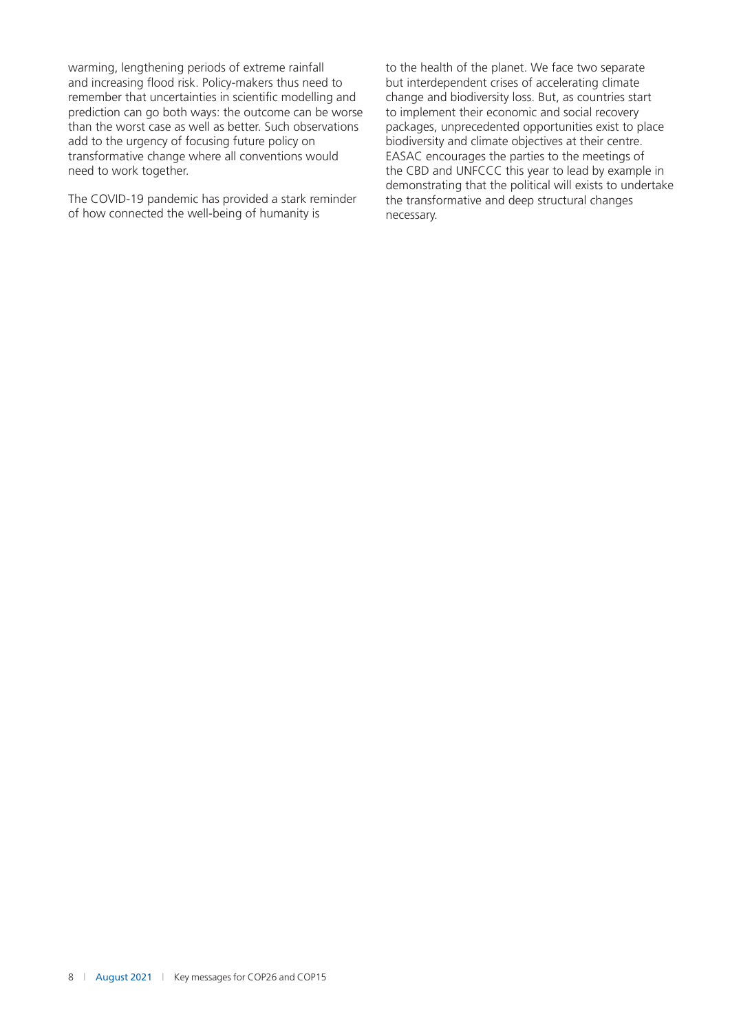warming, lengthening periods of extreme rainfall and increasing flood risk. Policy-makers thus need to remember that uncertainties in scientific modelling and prediction can go both ways: the outcome can be worse than the worst case as well as better. Such observations add to the urgency of focusing future policy on transformative change where all conventions would need to work together.

The COVID-19 pandemic has provided a stark reminder of how connected the well-being of humanity is to the health of the planet. We face two separate but interdependent crises of accelerating climate change and biodiversity loss. But, as countries start to implement their economic and social recovery packages, unprecedented opportunities exist to place biodiversity and climate objectives at their centre. EASAC encourages the parties to the meetings of the CBD and UNFCCC this year to lead by example in demonstrating that the political will exists to undertake the transformative and deep structural changes necessary.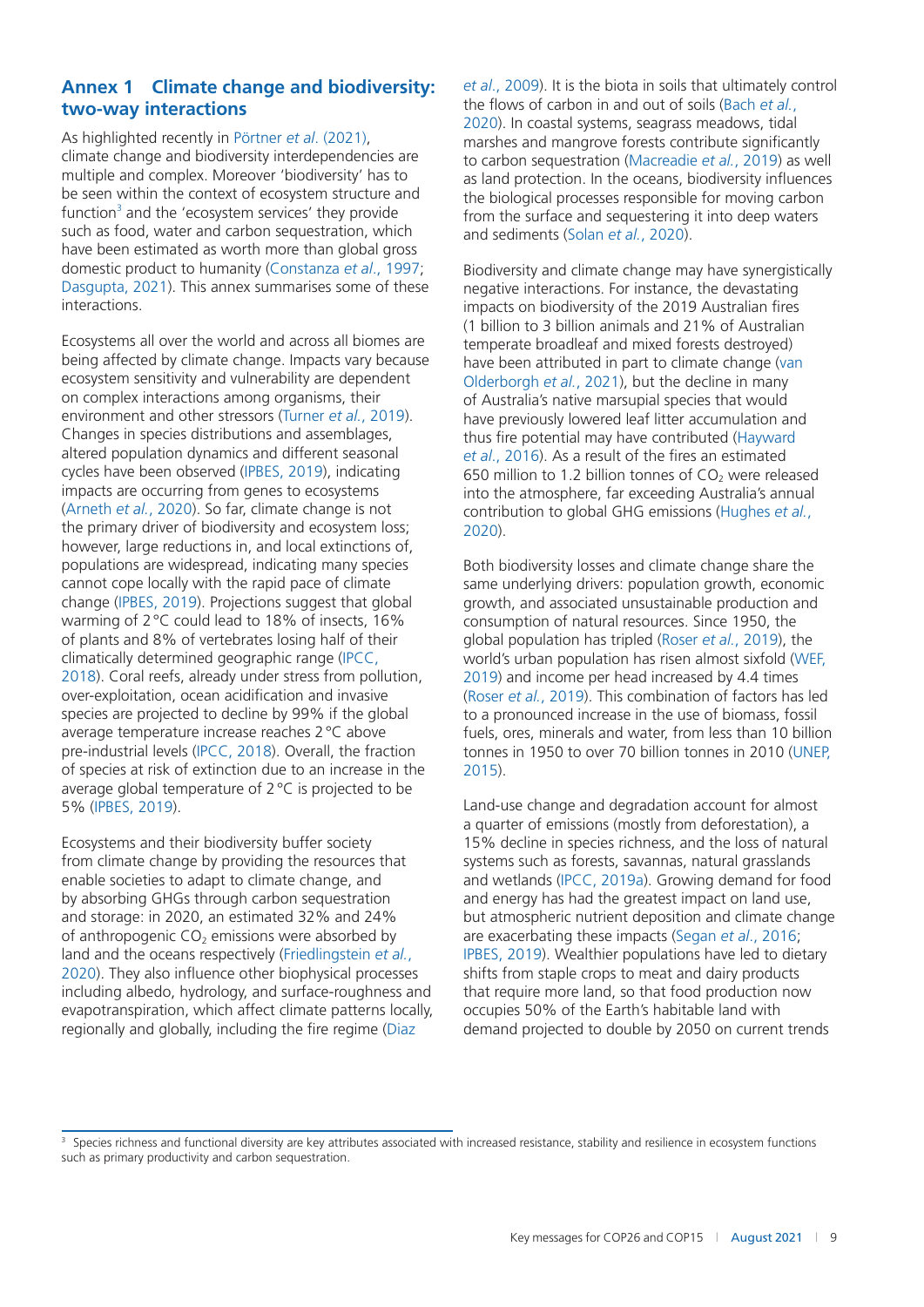## Annex 1 Climate change and biodiversity: two-way interactions

As highlighted recently in Pörtner *et al*. (2021), climate change and biodiversity interdependencies are multiple and complex. Moreover 'biodiversity' has to be seen within the context of ecosystem structure and function[3] and the 'ecosystem services' they provide such as food, water and carbon sequestration, which have been estimated as worth more than global gross domestic product to humanity (Constanza *et al*., 1997; Dasgupta, 2021). This annex summarises some of these interactions.

Ecosystems all over the world and across all biomes are being affected by climate change. Impacts vary because ecosystem sensitivity and vulnerability are dependent on complex interactions among organisms, their environment and other stressors (Turner *et al*., 2019). Changes in species distributions and assemblages, altered population dynamics and different seasonal cycles have been observed (IPBES, 2019), indicating impacts are occurring from genes to ecosystems (Arneth *et al*., 2020). So far, climate change is not the primary driver of biodiversity and ecosystem loss; however, large reductions in, and local extinctions of, populations are widespread, indicating many species cannot cope locally with the rapid pace of climate change (IPBES, 2019). Projections suggest that global warming of 2 °C could lead to 18% of insects, 16% of plants and 8% of vertebrates losing half of their climatically determined geographic range (IPCC, 2018). Coral reefs, already under stress from pollution, over-exploitation, ocean acidification and invasive species are projected to decline by 99% if the global average temperature increase reaches 2 °C above pre-industrial levels (IPCC, 2018). Overall, the fraction of species at risk of extinction due to an increase in the average global temperature of 2 °C is projected to be 5% (IPBES, 2019).

Ecosystems and their biodiversity buffer society from climate change by providing the resources that enable societies to adapt to climate change, and by absorbing GHGs through carbon sequestration and storage: in 2020, an estimated 32% and 24% of anthropogenic $CO_2$ emissions were absorbed by land and the oceans respectively (Friedlingstein *et al*., 2020). They also influence other biophysical processes including albedo, hydrology, and surface-roughness and evapotranspiration, which affect climate patterns locally, regionally and globally, including the fire regime (Diaz *et al*., 2009). It is the biota in soils that ultimately control the flows of carbon in and out of soils (Bach *et al*., 2020). In coastal systems, seagrass meadows, tidal marshes and mangrove forests contribute significantly to carbon sequestration (Macreadie *et al*., 2019) as well as land protection. In the oceans, biodiversity influences the biological processes responsible for moving carbon from the surface and sequestering it into deep waters and sediments (Solan *et al*., 2020).

Biodiversity and climate change may have synergistically negative interactions. For instance, the devastating impacts on biodiversity of the 2019 Australian fires (1 billion to 3 billion animals and 21% of Australian temperate broadleaf and mixed forests destroyed) have been attributed in part to climate change (van Olderborgh *et al*., 2021), but the decline in many of Australia's native marsupial species that would have previously lowered leaf litter accumulation and thus fire potential may have contributed (Hayward *et al*., 2016). As a result of the fires an estimated 650 million to 1.2 billion tonnes of $CO_2$ were released into the atmosphere, far exceeding Australia's annual contribution to global GHG emissions (Hughes *et al*., 2020).

Both biodiversity losses and climate change share the same underlying drivers: population growth, economic growth, and associated unsustainable production and consumption of natural resources. Since 1950, the global population has tripled (Roser *et al*., 2019), the world's urban population has risen almost sixfold (WEF, 2019) and income per head increased by 4.4 times (Roser *et al*., 2019). This combination of factors has led to a pronounced increase in the use of biomass, fossil fuels, ores, minerals and water, from less than 10 billion tonnes in 1950 to over 70 billion tonnes in 2010 (UNEP, 2015).

Land-use change and degradation account for almost a quarter of emissions (mostly from deforestation), a 15% decline in species richness, and the loss of natural systems such as forests, savannas, natural grasslands and wetlands (IPCC, 2019a). Growing demand for food and energy has had the greatest impact on land use, but atmospheric nutrient deposition and climate change are exacerbating these impacts (Segan *et al*., 2016; IPBES, 2019). Wealthier populations have led to dietary shifts from staple crops to meat and dairy products that require more land, so that food production now occupies 50% of the Earth's habitable land with demand projected to double by 2050 on current trends

[3] Species richness and functional diversity are key attributes associated with increased resistance, stability and resilience in ecosystem functions such as primary productivity and carbon sequestration.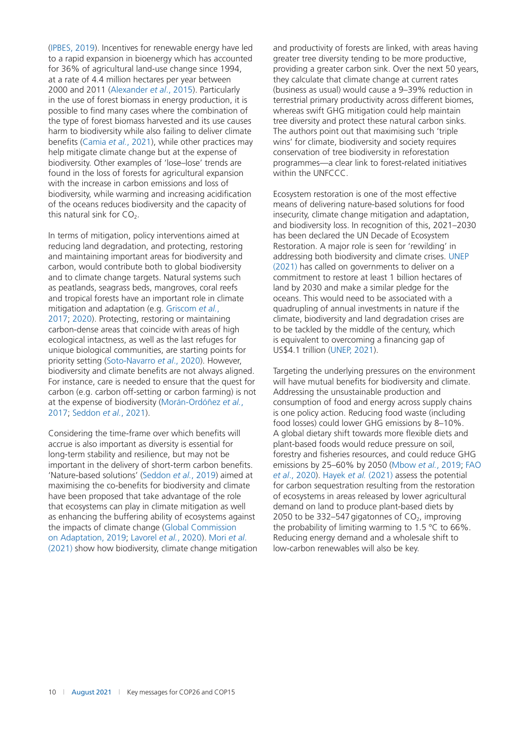(IPBES, 2019). Incentives for renewable energy have led to a rapid expansion in bioenergy which has accounted for 36% of agricultural land-use change since 1994, at a rate of 4.4 million hectares per year between 2000 and 2011 (Alexander *et al*., 2015). Particularly in the use of forest biomass in energy production, it is possible to find many cases where the combination of the type of forest biomass harvested and its use causes harm to biodiversity while also failing to deliver climate benefits (Camia *et al.*, 2021), while other practices may help mitigate climate change but at the expense of biodiversity. Other examples of 'lose–lose' trends are found in the loss of forests for agricultural expansion with the increase in carbon emissions and loss of biodiversity, while warming and increasing acidification of the oceans reduces biodiversity and the capacity of this natural sink for $CO_2$.

In terms of mitigation, policy interventions aimed at reducing land degradation, and protecting, restoring and maintaining important areas for biodiversity and carbon, would contribute both to global biodiversity and to climate change targets. Natural systems such as peatlands, seagrass beds, mangroves, coral reefs and tropical forests have an important role in climate mitigation and adaptation (e.g. Griscom *et al.*, 2017; 2020). Protecting, restoring or maintaining carbon-dense areas that coincide with areas of high ecological intactness, as well as the last refuges for unique biological communities, are starting points for priority setting (Soto-Navarro *et al*., 2020). However, biodiversity and climate benefits are not always aligned. For instance, care is needed to ensure that the quest for carbon (e.g. carbon off-setting or carbon farming) is not at the expense of biodiversity (Morán-Ordóñez *et al.*, 2017; Seddon *et al.*, 2021).

Considering the time-frame over which benefits will accrue is also important as diversity is essential for long-term stability and resilience, but may not be important in the delivery of short-term carbon benefits. 'Nature-based solutions' (Seddon *et al.*, 2019) aimed at maximising the co-benefits for biodiversity and climate have been proposed that take advantage of the role that ecosystems can play in climate mitigation as well as enhancing the buffering ability of ecosystems against the impacts of climate change (Global Commission on Adaptation, 2019; Lavorel *et al.*, 2020). Mori *et al*. (2021) show how biodiversity, climate change mitigation and productivity of forests are linked, with areas having greater tree diversity tending to be more productive, providing a greater carbon sink. Over the next 50 years, they calculate that climate change at current rates (business as usual) would cause a 9–39% reduction in terrestrial primary productivity across different biomes, whereas swift GHG mitigation could help maintain tree diversity and protect these natural carbon sinks. The authors point out that maximising such 'triple wins' for climate, biodiversity and society requires conservation of tree biodiversity in reforestation programmes—a clear link to forest-related initiatives within the UNFCCC.

Ecosystem restoration is one of the most effective means of delivering nature-based solutions for food insecurity, climate change mitigation and adaptation, and biodiversity loss. In recognition of this, 2021–2030 has been declared the UN Decade of Ecosystem Restoration. A major role is seen for 'rewilding' in addressing both biodiversity and climate crises. UNEP (2021) has called on governments to deliver on a commitment to restore at least 1 billion hectares of land by 2030 and make a similar pledge for the oceans. This would need to be associated with a quadrupling of annual investments in nature if the climate, biodiversity and land degradation crises are to be tackled by the middle of the century, which is equivalent to overcoming a financing gap of US$4.1 trillion (UNEP, 2021).

Targeting the underlying pressures on the environment will have mutual benefits for biodiversity and climate. Addressing the unsustainable production and consumption of food and energy across supply chains is one policy action. Reducing food waste (including food losses) could lower GHG emissions by 8–10%. A global dietary shift towards more flexible diets and plant-based foods would reduce pressure on soil, forestry and fisheries resources, and could reduce GHG emissions by 25–60% by 2050 (Mbow *et al.*, 2019; FAO *et al*., 2020). Hayek *et al.* (2021) assess the potential for carbon sequestration resulting from the restoration of ecosystems in areas released by lower agricultural demand on land to produce plant-based diets by 2050 to be 332–547 gigatonnes of $CO_2$, improving the probability of limiting warming to 1.5 °C to 66%. Reducing energy demand and a wholesale shift to low-carbon renewables will also be key.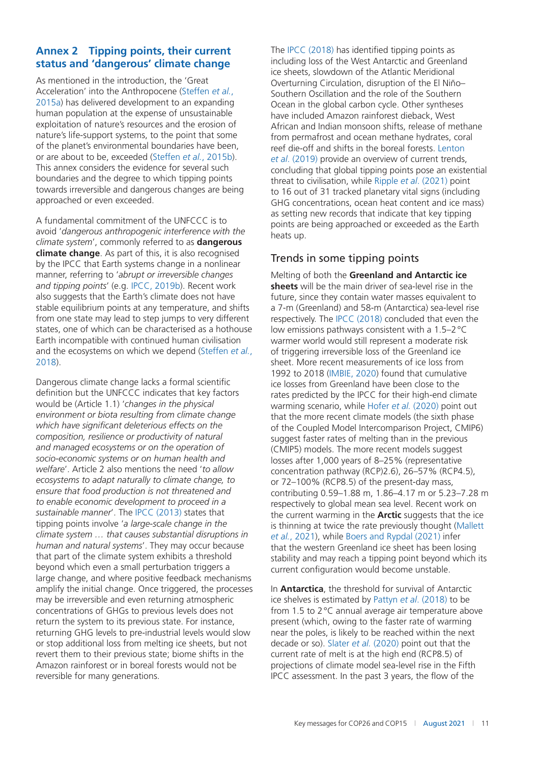## Annex 2 Tipping points, their current status and 'dangerous' climate change

As mentioned in the introduction, the 'Great Acceleration' into the Anthropocene (Steffen *et al.*, 2015a) has delivered development to an expanding human population at the expense of unsustainable exploitation of nature's resources and the erosion of nature's life-support systems, to the point that some of the planet's environmental boundaries have been, or are about to be, exceeded (Steffen *et al.*, 2015b). This annex considers the evidence for several such boundaries and the degree to which tipping points towards irreversible and dangerous changes are being approached or even exceeded.

A fundamental commitment of the UNFCCC is to avoid '*dangerous anthropogenic interference with the climate system*', commonly referred to as **dangerous climate change**. As part of this, it is also recognised by the IPCC that Earth systems change in a nonlinear manner, referring to '*abrupt or irreversible changes and tipping points*' (e.g. IPCC, 2019b). Recent work also suggests that the Earth's climate does not have stable equilibrium points at any temperature, and shifts from one state may lead to step jumps to very different states, one of which can be characterised as a hothouse Earth incompatible with continued human civilisation and the ecosystems on which we depend (Steffen *et al.*, 2018).

Dangerous climate change lacks a formal scientific definition but the UNFCCC indicates that key factors would be (Article 1.1) '*changes in the physical environment or biota resulting from climate change which have significant deleterious effects on the composition, resilience or productivity of natural and managed ecosystems or on the operation of socio-economic systems or on human health and welfare*'. Article 2 also mentions the need '*to allow ecosystems to adapt naturally to climate change, to ensure that food production is not threatened and to enable economic development to proceed in a sustainable manner*'. The IPCC (2013) states that tipping points involve '*a large-scale change in the climate system … that causes substantial disruptions in human and natural systems*'. They may occur because that part of the climate system exhibits a threshold beyond which even a small perturbation triggers a large change, and where positive feedback mechanisms amplify the initial change. Once triggered, the processes may be irreversible and even returning atmospheric concentrations of GHGs to previous levels does not return the system to its previous state. For instance, returning GHG levels to pre-industrial levels would slow or stop additional loss from melting ice sheets, but not revert them to their previous state; biome shifts in the Amazon rainforest or in boreal forests would not be reversible for many generations.

The IPCC (2018) has identified tipping points as including loss of the West Antarctic and Greenland ice sheets, slowdown of the Atlantic Meridional Overturning Circulation, disruption of the El Niño–Southern Oscillation and the role of the Southern Ocean in the global carbon cycle. Other syntheses have included Amazon rainforest dieback, West African and Indian monsoon shifts, release of methane from permafrost and ocean methane hydrates, coral reef die-off and shifts in the boreal forests. Lenton *et al.* (2019) provide an overview of current trends, concluding that global tipping points pose an existential threat to civilisation, while Ripple *et al.* (2021) point to 16 out of 31 tracked planetary vital signs (including GHG concentrations, ocean heat content and ice mass) as setting new records that indicate that key tipping points are being approached or exceeded as the Earth heats up.

### Trends in some tipping points

Melting of both the **Greenland and Antarctic ice sheets** will be the main driver of sea-level rise in the future, since they contain water masses equivalent to a 7-m (Greenland) and 58-m (Antarctica) sea-level rise respectively. The IPCC (2018) concluded that even the low emissions pathways consistent with a 1.5–2 °C warmer world would still represent a moderate risk of triggering irreversible loss of the Greenland ice sheet. More recent measurements of ice loss from 1992 to 2018 (IMBIE, 2020) found that cumulative ice losses from Greenland have been close to the rates predicted by the IPCC for their high-end climate warming scenario, while Hofer *et al.* (2020) point out that the more recent climate models (the sixth phase of the Coupled Model Intercomparison Project, CMIP6) suggest faster rates of melting than in the previous (CMIP5) models. The more recent models suggest losses after 1,000 years of 8–25% (representative concentration pathway (RCP)2.6), 26–57% (RCP4.5), or 72–100% (RCP8.5) of the present-day mass, contributing 0.59–1.88 m, 1.86–4.17 m or 5.23–7.28 m respectively to global mean sea level. Recent work on the current warming in the **Arctic** suggests that the ice is thinning at twice the rate previously thought (Mallett *et al.*, 2021), while Boers and Rypdal (2021) infer that the western Greenland ice sheet has been losing stability and may reach a tipping point beyond which its current configuration would become unstable.

In **Antarctica**, the threshold for survival of Antarctic ice shelves is estimated by Pattyn *et al.* (2018) to be from 1.5 to 2 °C annual average air temperature above present (which, owing to the faster rate of warming near the poles, is likely to be reached within the next decade or so). Slater *et al.* (2020) point out that the current rate of melt is at the high end (RCP8.5) of projections of climate model sea-level rise in the Fifth IPCC assessment. In the past 3 years, the flow of the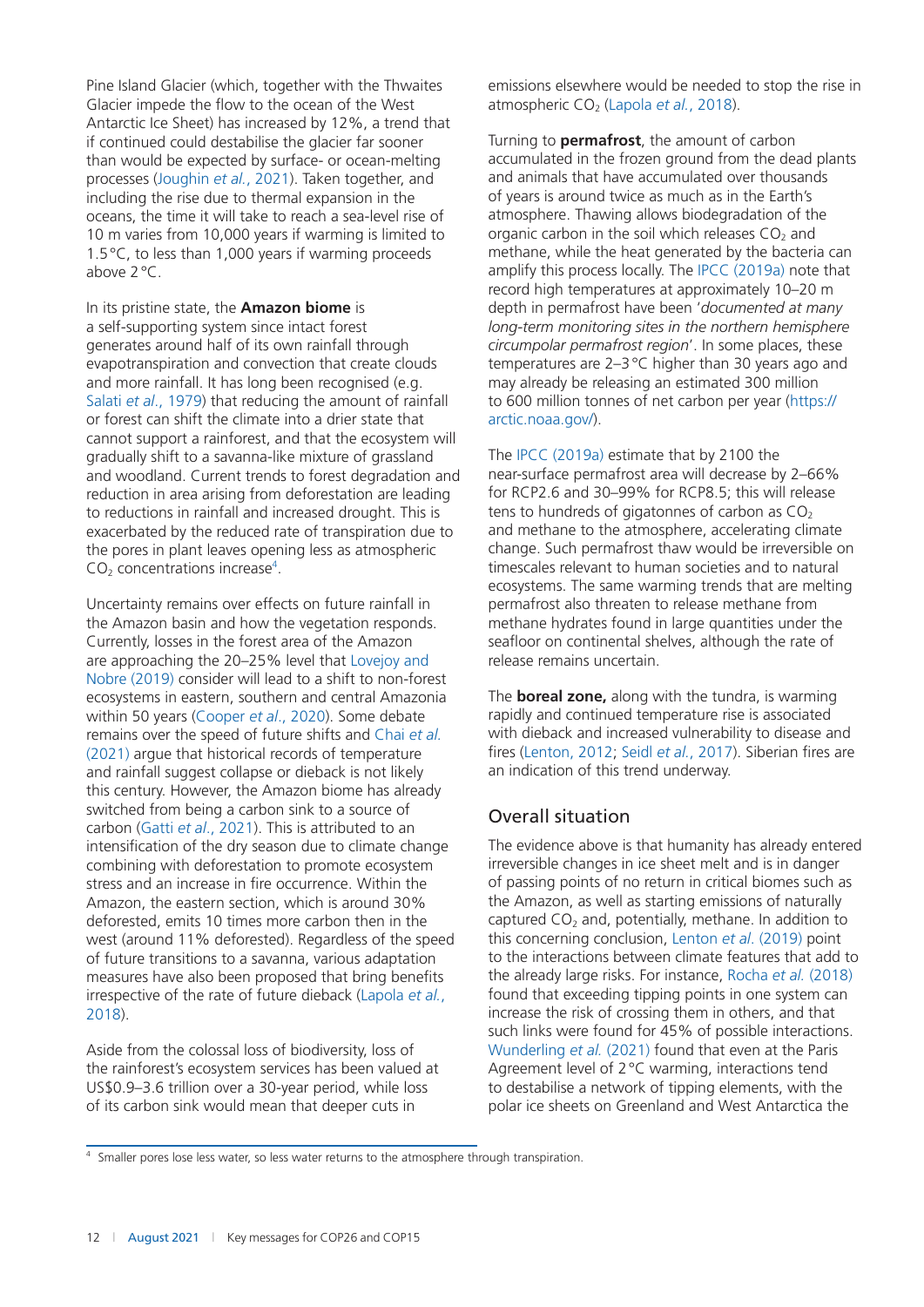Pine Island Glacier (which, together with the Thwaites Glacier impede the flow to the ocean of the West Antarctic Ice Sheet) has increased by 12%, a trend that if continued could destabilise the glacier far sooner than would be expected by surface- or ocean-melting processes (Joughin *et al.*, 2021). Taken together, and including the rise due to thermal expansion in the oceans, the time it will take to reach a sea-level rise of 10 m varies from 10,000 years if warming is limited to 1.5 °C, to less than 1,000 years if warming proceeds above 2 °C.

In its pristine state, the **Amazon biome** is a self-supporting system since intact forest generates around half of its own rainfall through evapotranspiration and convection that create clouds and more rainfall. It has long been recognised (e.g. Salati *et al*., 1979) that reducing the amount of rainfall or forest can shift the climate into a drier state that cannot support a rainforest, and that the ecosystem will gradually shift to a savanna-like mixture of grassland and woodland. Current trends to forest degradation and reduction in area arising from deforestation are leading to reductions in rainfall and increased drought. This is exacerbated by the reduced rate of transpiration due to the pores in plant leaves opening less as atmospheric $CO_2$ concentrations increase[4].

Uncertainty remains over effects on future rainfall in the Amazon basin and how the vegetation responds. Currently, losses in the forest area of the Amazon are approaching the 20–25% level that Lovejoy and Nobre (2019) consider will lead to a shift to non-forest ecosystems in eastern, southern and central Amazonia within 50 years (Cooper *et al*., 2020). Some debate remains over the speed of future shifts and Chai *et al.* (2021) argue that historical records of temperature and rainfall suggest collapse or dieback is not likely this century. However, the Amazon biome has already switched from being a carbon sink to a source of carbon (Gatti *et al*., 2021). This is attributed to an intensification of the dry season due to climate change combining with deforestation to promote ecosystem stress and an increase in fire occurrence. Within the Amazon, the eastern section, which is around 30% deforested, emits 10 times more carbon then in the west (around 11% deforested). Regardless of the speed of future transitions to a savanna, various adaptation measures have also been proposed that bring benefits irrespective of the rate of future dieback (Lapola *et al.*, 2018).

Aside from the colossal loss of biodiversity, loss of the rainforest's ecosystem services has been valued at US$0.9–3.6 trillion over a 30-year period, while loss of its carbon sink would mean that deeper cuts in emissions elsewhere would be needed to stop the rise in atmospheric $CO_2$ (Lapola *et al.*, 2018).

Turning to **permafrost**, the amount of carbon accumulated in the frozen ground from the dead plants and animals that have accumulated over thousands of years is around twice as much as in the Earth's atmosphere. Thawing allows biodegradation of the organic carbon in the soil which releases $CO_2$ and methane, while the heat generated by the bacteria can amplify this process locally. The IPCC (2019a) note that record high temperatures at approximately 10–20 m depth in permafrost have been '*documented at many long-term monitoring sites in the northern hemisphere circumpolar permafrost region*'. In some places, these temperatures are 2–3 °C higher than 30 years ago and may already be releasing an estimated 300 million to 600 million tonnes of net carbon per year (https://arctic.noaa.gov/).

The IPCC (2019a) estimate that by 2100 the near-surface permafrost area will decrease by 2–66% for RCP2.6 and 30–99% for RCP8.5; this will release tens to hundreds of gigatonnes of carbon as $CO_2$ and methane to the atmosphere, accelerating climate change. Such permafrost thaw would be irreversible on timescales relevant to human societies and to natural ecosystems. The same warming trends that are melting permafrost also threaten to release methane from methane hydrates found in large quantities under the seafloor on continental shelves, although the rate of release remains uncertain.

The **boreal zone,** along with the tundra, is warming rapidly and continued temperature rise is associated with dieback and increased vulnerability to disease and fires (Lenton, 2012; Seidl *et al.*, 2017). Siberian fires are an indication of this trend underway.

## Overall situation

The evidence above is that humanity has already entered irreversible changes in ice sheet melt and is in danger of passing points of no return in critical biomes such as the Amazon, as well as starting emissions of naturally captured $CO_2$ and, potentially, methane. In addition to this concerning conclusion, Lenton *et al*. (2019) point to the interactions between climate features that add to the already large risks. For instance, Rocha *et al.* (2018) found that exceeding tipping points in one system can increase the risk of crossing them in others, and that such links were found for 45% of possible interactions. Wunderling *et al.* (2021) found that even at the Paris Agreement level of 2 °C warming, interactions tend to destabilise a network of tipping elements, with the polar ice sheets on Greenland and West Antarctica the

[4] Smaller pores lose less water, so less water returns to the atmosphere through transpiration.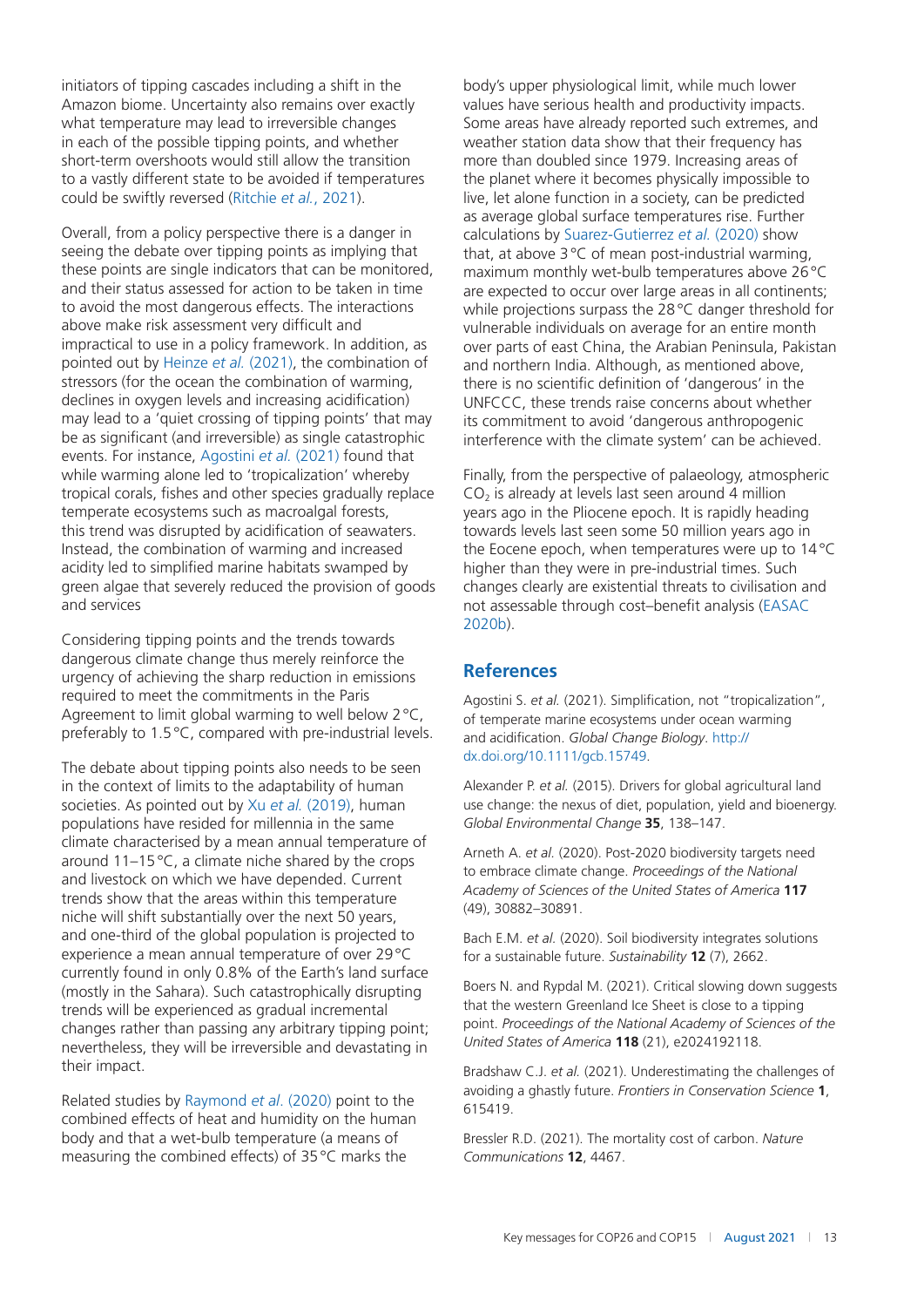initiators of tipping cascades including a shift in the Amazon biome. Uncertainty also remains over exactly what temperature may lead to irreversible changes in each of the possible tipping points, and whether short-term overshoots would still allow the transition to a vastly different state to be avoided if temperatures could be swiftly reversed (Ritchie *et al.*, 2021).

Overall, from a policy perspective there is a danger in seeing the debate over tipping points as implying that these points are single indicators that can be monitored, and their status assessed for action to be taken in time to avoid the most dangerous effects. The interactions above make risk assessment very difficult and impractical to use in a policy framework. In addition, as pointed out by Heinze *et al.* (2021), the combination of stressors (for the ocean the combination of warming, declines in oxygen levels and increasing acidification) may lead to a 'quiet crossing of tipping points' that may be as significant (and irreversible) as single catastrophic events. For instance, Agostini *et al.* (2021) found that while warming alone led to 'tropicalization' whereby tropical corals, fishes and other species gradually replace temperate ecosystems such as macroalgal forests, this trend was disrupted by acidification of seawaters. Instead, the combination of warming and increased acidity led to simplified marine habitats swamped by green algae that severely reduced the provision of goods and services

Considering tipping points and the trends towards dangerous climate change thus merely reinforce the urgency of achieving the sharp reduction in emissions required to meet the commitments in the Paris Agreement to limit global warming to well below 2 °C, preferably to 1.5 °C, compared with pre-industrial levels.

The debate about tipping points also needs to be seen in the context of limits to the adaptability of human societies. As pointed out by Xu *et al.* (2019), human populations have resided for millennia in the same climate characterised by a mean annual temperature of around 11–15 °C, a climate niche shared by the crops and livestock on which we have depended. Current trends show that the areas within this temperature niche will shift substantially over the next 50 years, and one-third of the global population is projected to experience a mean annual temperature of over 29 °C currently found in only 0.8% of the Earth's land surface (mostly in the Sahara). Such catastrophically disrupting trends will be experienced as gradual incremental changes rather than passing any arbitrary tipping point; nevertheless, they will be irreversible and devastating in their impact.

Related studies by Raymond *et al*. (2020) point to the combined effects of heat and humidity on the human body and that a wet-bulb temperature (a means of measuring the combined effects) of 35 °C marks the body's upper physiological limit, while much lower values have serious health and productivity impacts. Some areas have already reported such extremes, and weather station data show that their frequency has more than doubled since 1979. Increasing areas of the planet where it becomes physically impossible to live, let alone function in a society, can be predicted as average global surface temperatures rise. Further calculations by Suarez-Gutierrez *et al.* (2020) show that, at above 3 °C of mean post-industrial warming, maximum monthly wet-bulb temperatures above 26 °C are expected to occur over large areas in all continents; while projections surpass the 28 °C danger threshold for vulnerable individuals on average for an entire month over parts of east China, the Arabian Peninsula, Pakistan and northern India. Although, as mentioned above, there is no scientific definition of 'dangerous' in the UNFCCC, these trends raise concerns about whether its commitment to avoid 'dangerous anthropogenic interference with the climate system' can be achieved.

Finally, from the perspective of palaeology, atmospheric $CO_2$ is already at levels last seen around 4 million years ago in the Pliocene epoch. It is rapidly heading towards levels last seen some 50 million years ago in the Eocene epoch, when temperatures were up to 14 °C higher than they were in pre-industrial times. Such changes clearly are existential threats to civilisation and not assessable through cost–benefit analysis (EASAC 2020b).

## References

Agostini S. *et al.* (2021). Simplification, not "tropicalization", of temperate marine ecosystems under ocean warming and acidification. *Global Change Biology*. http://dx.doi.org/10.1111/gcb.15749.

Alexander P. *et al.* (2015). Drivers for global agricultural land use change: the nexus of diet, population, yield and bioenergy. *Global Environmental Change* **35**, 138–147.

Arneth A. *et al.* (2020). Post-2020 biodiversity targets need to embrace climate change. *Proceedings of the National Academy of Sciences of the United States of America* **117** (49), 30882–30891.

Bach E.M. *et al.* (2020). Soil biodiversity integrates solutions for a sustainable future. *Sustainability* **12** (7), 2662.

Boers N. and Rypdal M. (2021). Critical slowing down suggests that the western Greenland Ice Sheet is close to a tipping point. *Proceedings of the National Academy of Sciences of the United States of America* **118** (21), e2024192118.

Bradshaw C.J. *et al.* (2021). Underestimating the challenges of avoiding a ghastly future. *Frontiers in Conservation Science* **1**, 615419.

Bressler R.D. (2021). The mortality cost of carbon. *Nature Communications* **12**, 4467.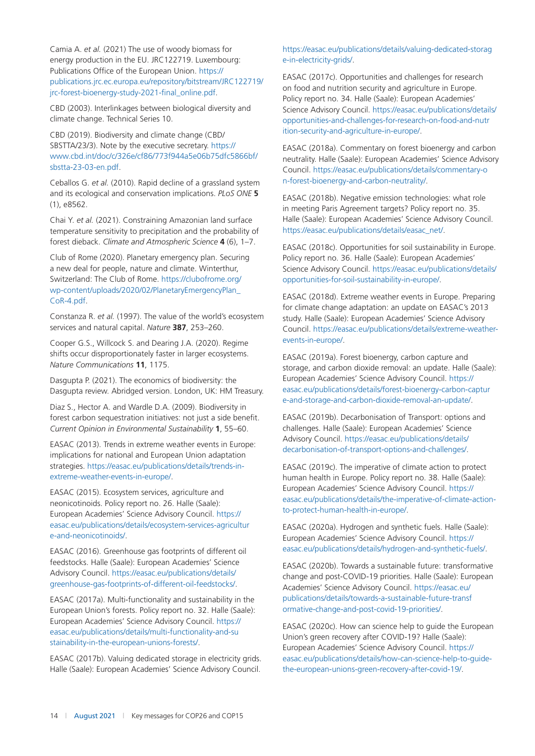Camia A. *et al.* (2021) The use of woody biomass for energy production in the EU. JRC122719. Luxembourg: Publications Office of the European Union. https://publications.jrc.ec.europa.eu/repository/bitstream/JRC122719/jrc-forest-bioenergy-study-2021-final_online.pdf.

CBD (2003). Interlinkages between biological diversity and climate change. Technical Series 10.

CBD (2019). Biodiversity and climate change (CBD/SBSTTA/23/3). Note by the executive secretary. https://www.cbd.int/doc/c/326e/cf86/773f944a5e06b75dfc5866bf/sbstta-23-03-en.pdf.

Ceballos G. *et al.* (2010). Rapid decline of a grassland system and its ecological and conservation implications. *PLoS ONE* **5** (1), e8562.

Chai Y. *et al.* (2021). Constraining Amazonian land surface temperature sensitivity to precipitation and the probability of forest dieback. *Climate and Atmospheric Science* **4** (6), 1–7.

Club of Rome (2020). Planetary emergency plan. Securing a new deal for people, nature and climate. Winterthur, Switzerland: The Club of Rome. https://clubofrome.org/wp-content/uploads/2020/02/PlanetaryEmergencyPlan_CoR-4.pdf.

Constanza R. *et al.* (1997). The value of the world's ecosystem services and natural capital. *Nature* **387**, 253–260.

Cooper G.S., Willcock S. and Dearing J.A. (2020). Regime shifts occur disproportionately faster in larger ecosystems. *Nature Communications* **11**, 1175.

Dasgupta P. (2021). The economics of biodiversity: the Dasgupta review. Abridged version. London, UK: HM Treasury.

Diaz S., Hector A. and Wardle D.A. (2009). Biodiversity in forest carbon sequestration initiatives: not just a side benefit. *Current Opinion in Environmental Sustainability* **1**, 55–60.

EASAC (2013). Trends in extreme weather events in Europe: implications for national and European Union adaptation strategies. https://easac.eu/publications/details/trends-in-extreme-weather-events-in-europe/.

EASAC (2015). Ecosystem services, agriculture and neonicotinoids. Policy report no. 26. Halle (Saale): European Academies' Science Advisory Council. https://easac.eu/publications/details/ecosystem-services-agriculture-and-neonicotinoids/.

EASAC (2016). Greenhouse gas footprints of different oil feedstocks. Halle (Saale): European Academies' Science Advisory Council. https://easac.eu/publications/details/greenhouse-gas-footprints-of-different-oil-feedstocks/.

EASAC (2017a). Multi-functionality and sustainability in the European Union's forests. Policy report no. 32. Halle (Saale): European Academies' Science Advisory Council. https://easac.eu/publications/details/multi-functionality-and-sustainability-in-the-european-unions-forests/.

EASAC (2017b). Valuing dedicated storage in electricity grids. Halle (Saale): European Academies' Science Advisory Council. https://easac.eu/publications/details/valuing-dedicated-storage-in-electricity-grids/.

EASAC (2017c). Opportunities and challenges for research on food and nutrition security and agriculture in Europe. Policy report no. 34. Halle (Saale): European Academies' Science Advisory Council. https://easac.eu/publications/details/opportunities-and-challenges-for-research-on-food-and-nutrition-security-and-agriculture-in-europe/.

EASAC (2018a). Commentary on forest bioenergy and carbon neutrality. Halle (Saale): European Academies' Science Advisory Council. https://easac.eu/publications/details/commentary-on-forest-bioenergy-and-carbon-neutrality/.

EASAC (2018b). Negative emission technologies: what role in meeting Paris Agreement targets? Policy report no. 35. Halle (Saale): European Academies' Science Advisory Council. https://easac.eu/publications/details/easac_net/.

EASAC (2018c). Opportunities for soil sustainability in Europe. Policy report no. 36. Halle (Saale): European Academies' Science Advisory Council. https://easac.eu/publications/details/opportunities-for-soil-sustainability-in-europe/.

EASAC (2018d). Extreme weather events in Europe. Preparing for climate change adaptation: an update on EASAC's 2013 study. Halle (Saale): European Academies' Science Advisory Council. https://easac.eu/publications/details/extreme-weather-events-in-europe/.

EASAC (2019a). Forest bioenergy, carbon capture and storage, and carbon dioxide removal: an update. Halle (Saale): European Academies' Science Advisory Council. https://easac.eu/publications/details/forest-bioenergy-carbon-capture-and-storage-and-carbon-dioxide-removal-an-update/.

EASAC (2019b). Decarbonisation of Transport: options and challenges. Halle (Saale): European Academies' Science Advisory Council. https://easac.eu/publications/details/decarbonisation-of-transport-options-and-challenges/.

EASAC (2019c). The imperative of climate action to protect human health in Europe. Policy report no. 38. Halle (Saale): European Academies' Science Advisory Council. https://easac.eu/publications/details/the-imperative-of-climate-action-to-protect-human-health-in-europe/.

EASAC (2020a). Hydrogen and synthetic fuels. Halle (Saale): European Academies' Science Advisory Council. https://easac.eu/publications/details/hydrogen-and-synthetic-fuels/.

EASAC (2020b). Towards a sustainable future: transformative change and post-COVID-19 priorities. Halle (Saale): European Academies' Science Advisory Council. https://easac.eu/publications/details/towards-a-sustainable-future-transformative-change-and-post-covid-19-priorities/.

EASAC (2020c). How can science help to guide the European Union's green recovery after COVID-19? Halle (Saale): European Academies' Science Advisory Council. https://easac.eu/publications/details/how-can-science-help-to-guide-the-european-unions-green-recovery-after-covid-19/.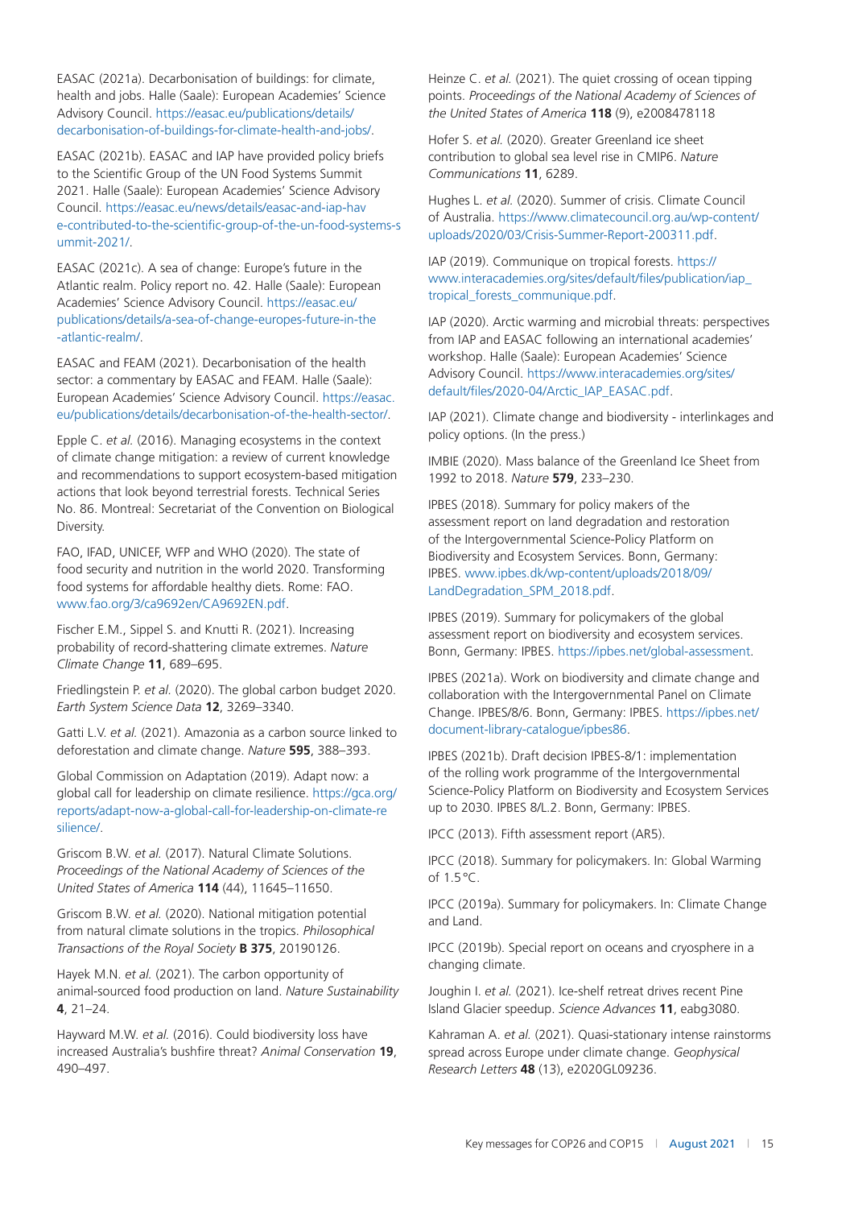EASAC (2021a). Decarbonisation of buildings: for climate, health and jobs. Halle (Saale): European Academies' Science Advisory Council. https://easac.eu/publications/details/decarbonisation-of-buildings-for-climate-health-and-jobs/.

EASAC (2021b). EASAC and IAP have provided policy briefs to the Scientific Group of the UN Food Systems Summit 2021. Halle (Saale): European Academies' Science Advisory Council. https://easac.eu/news/details/easac-and-iap-have-contributed-to-the-scientific-group-of-the-un-food-systems-summit-2021/.

EASAC (2021c). A sea of change: Europe's future in the Atlantic realm. Policy report no. 42. Halle (Saale): European Academies' Science Advisory Council. https://easac.eu/publications/details/a-sea-of-change-europes-future-in-the-atlantic-realm/.

EASAC and FEAM (2021). Decarbonisation of the health sector: a commentary by EASAC and FEAM. Halle (Saale): European Academies' Science Advisory Council. https://easac.eu/publications/details/decarbonisation-of-the-health-sector/.

Epple C. *et al.* (2016). Managing ecosystems in the context of climate change mitigation: a review of current knowledge and recommendations to support ecosystem-based mitigation actions that look beyond terrestrial forests. Technical Series No. 86. Montreal: Secretariat of the Convention on Biological Diversity.

FAO, IFAD, UNICEF, WFP and WHO (2020). The state of food security and nutrition in the world 2020. Transforming food systems for affordable healthy diets. Rome: FAO. www.fao.org/3/ca9692en/CA9692EN.pdf.

Fischer E.M., Sippel S. and Knutti R. (2021). Increasing probability of record-shattering climate extremes. *Nature Climate Change* **11**, 689–695.

Friedlingstein P. *et al.* (2020). The global carbon budget 2020. *Earth System Science Data* **12**, 3269–3340.

Gatti L.V. *et al.* (2021). Amazonia as a carbon source linked to deforestation and climate change. *Nature* **595**, 388–393.

Global Commission on Adaptation (2019). Adapt now: a global call for leadership on climate resilience. https://gca.org/reports/adapt-now-a-global-call-for-leadership-on-climate-resilience/.

Griscom B.W. *et al.* (2017). Natural Climate Solutions. *Proceedings of the National Academy of Sciences of the United States of America* **114** (44), 11645–11650.

Griscom B.W. *et al.* (2020). National mitigation potential from natural climate solutions in the tropics. *Philosophical Transactions of the Royal Society* **B 375**, 20190126.

Hayek M.N. *et al.* (2021). The carbon opportunity of animal-sourced food production on land. *Nature Sustainability* **4**, 21–24.

Hayward M.W. *et al.* (2016). Could biodiversity loss have increased Australia's bushfire threat? *Animal Conservation* **19**, 490–497.

Heinze C. *et al.* (2021). The quiet crossing of ocean tipping points. *Proceedings of the National Academy of Sciences of the United States of America* **118** (9), e2008478118

Hofer S. *et al.* (2020). Greater Greenland ice sheet contribution to global sea level rise in CMIP6. *Nature Communications* **11**, 6289.

Hughes L. *et al.* (2020). Summer of crisis. Climate Council of Australia. https://www.climatecouncil.org.au/wp-content/uploads/2020/03/Crisis-Summer-Report-200311.pdf.

IAP (2019). Communique on tropical forests. https://www.interacademies.org/sites/default/files/publication/iap_tropical_forests_communique.pdf.

IAP (2020). Arctic warming and microbial threats: perspectives from IAP and EASAC following an international academies' workshop. Halle (Saale): European Academies' Science Advisory Council. https://www.interacademies.org/sites/default/files/2020-04/Arctic_IAP_EASAC.pdf.

IAP (2021). Climate change and biodiversity - interlinkages and policy options. (In the press.)

IMBIE (2020). Mass balance of the Greenland Ice Sheet from 1992 to 2018. *Nature* **579**, 233–230.

IPBES (2018). Summary for policy makers of the assessment report on land degradation and restoration of the Intergovernmental Science-Policy Platform on Biodiversity and Ecosystem Services. Bonn, Germany: IPBES. www.ipbes.dk/wp-content/uploads/2018/09/LandDegradation_SPM_2018.pdf.

IPBES (2019). Summary for policymakers of the global assessment report on biodiversity and ecosystem services. Bonn, Germany: IPBES. https://ipbes.net/global-assessment.

IPBES (2021a). Work on biodiversity and climate change and collaboration with the Intergovernmental Panel on Climate Change. IPBES/8/6. Bonn, Germany: IPBES. https://ipbes.net/document-library-catalogue/ipbes86.

IPBES (2021b). Draft decision IPBES-8/1: implementation of the rolling work programme of the Intergovernmental Science-Policy Platform on Biodiversity and Ecosystem Services up to 2030. IPBES 8/L.2. Bonn, Germany: IPBES.

IPCC (2013). Fifth assessment report (AR5).

IPCC (2018). Summary for policymakers. In: Global Warming of 1.5 °C.

IPCC (2019a). Summary for policymakers. In: Climate Change and Land.

IPCC (2019b). Special report on oceans and cryosphere in a changing climate.

Joughin I. *et al.* (2021). Ice-shelf retreat drives recent Pine Island Glacier speedup. *Science Advances* **11**, eabg3080.

Kahraman A. *et al.* (2021). Quasi-stationary intense rainstorms spread across Europe under climate change. *Geophysical Research Letters* **48** (13), e2020GL09236.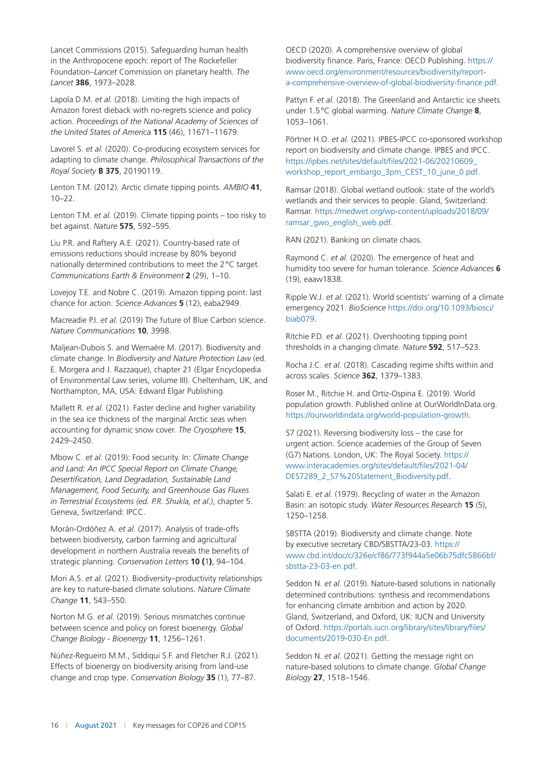Lancet Commissions (2015). Safeguarding human health in the Anthropocene epoch: report of The Rockefeller Foundation–*Lancet* Commission on planetary health. *The Lancet* **386**, 1973–2028.

Lapola D.M. *et al.* (2018). Limiting the high impacts of Amazon forest dieback with no-regrets science and policy action. *Proceedings of the National Academy of Sciences of the United States of America* **115** (46), 11671–11679.

Lavorel S. *et al.* (2020). Co-producing ecosystem services for adapting to climate change. *Philosophical Transactions of the Royal Society* **B 375**, 20190119.

Lenton T.M. (2012). Arctic climate tipping points. *AMBIO* **41**, 10–22.

Lenton T.M. *et al.* (2019). Climate tipping points – too risky to bet against. *Nature* **575**, 592–595.

Liu P.R. and Raftery A.E. (2021). Country-based rate of emissions reductions should increase by 80% beyond nationally determined contributions to meet the 2°C target. *Communications Earth & Environment* **2** (29), 1–10.

Lovejoy T.E. and Nobre C. (2019). Amazon tipping point: last chance for action. *Science Advances* **5** (12), eaba2949.

Macreadie P.I. *et al.* (2019) The future of Blue Carbon science. *Nature Communications* **10**, 3998.

Maljean-Dubois S. and Wemaëre M. (2017). Biodiversity and climate change. In *Biodiversity and Nature Protection Law* (ed. E. Morgera and J. Razzaque), chapter 21 (Elgar Encyclopedia of Environmental Law series, volume III). Cheltenham, UK, and Northampton, MA, USA: Edward Elgar Publishing.

Mallett R. *et al.* (2021). Faster decline and higher variability in the sea ice thickness of the marginal Arctic seas when accounting for dynamic snow cover. *The Cryosphere* **15**, 2429–2450.

Mbow C. *et al.* (2019): Food security. In: *Climate Change and Land: An IPCC Special Report on Climate Change, Desertification, Land Degradation, Sustainable Land Management, Food Security, and Greenhouse Gas Fluxes in Terrestrial Ecosystems (ed. P.R. Shukla, et al.)*, chapter 5. Geneva, Switzerland: IPCC.

Morán-Ordóñez A. *et al.* (2017). Analysis of trade-offs between biodiversity, carbon farming and agricultural development in northern Australia reveals the benefits of strategic planning. *Conservation Letters* **10 (1)**, 94–104.

Mori A.S. *et al.* (2021). Biodiversity–productivity relationships are key to nature-based climate solutions. *Nature Climate Change* **11**, 543–550.

Norton M.G. *et al.* (2019). Serious mismatches continue between science and policy on forest bioenergy. *Global Change Biology - Bioenergy* **11**, 1256–1261.

Núñez-Regueiro M.M., Siddiqui S.F. and Fletcher R.J. (2021). Effects of bioenergy on biodiversity arising from land-use change and crop type. *Conservation Biology* **35** (1), 77–87.

OECD (2020). A comprehensive overview of global biodiversity finance. Paris, France: OECD Publishing. https://www.oecd.org/environment/resources/biodiversity/report-a-comprehensive-overview-of-global-biodiversity-finance.pdf.

Pattyn F. *et al.* (2018). The Greenland and Antarctic ice sheets under 1.5°C global warming. *Nature Climate Change* **8**, 1053–1061.

Pörtner H.O. *et al.* (2021). IPBES-IPCC co-sponsored workshop report on biodiversity and climate change. IPBES and IPCC. https://ipbes.net/sites/default/files/2021-06/20210609_workshop_report_embargo_3pm_CEST_10_june_0.pdf.

Ramsar (2018). Global wetland outlook: state of the world's wetlands and their services to people. Gland, Switzerland: Ramsar. https://medwet.org/wp-content/uploads/2018/09/ramsar_gwo_english_web.pdf.

RAN (2021). Banking on climate chaos.

Raymond C. *et al.* (2020). The emergence of heat and humidity too severe for human tolerance. *Science Advances* **6** (19), eaaw1838.

Ripple W.J. *et al.* (2021). World scientists' warning of a climate emergency 2021. *BioScience* https://doi.org/10.1093/biosci/biab079.

Ritchie P.D. *et al.* (2021). Overshooting tipping point thresholds in a changing climate. *Nature* **592**, 517–523.

Rocha J.C. *et al.* (2018). Cascading regime shifts within and across scales. *Science* **362**, 1379–1383.

Roser M., Ritchie H. and Ortiz-Ospina E. (2019). World population growth. Published online at OurWorldInData.org. https://ourworldindata.org/world-population-growth.

S7 (2021). Reversing biodiversity loss – the case for urgent action. Science academies of the Group of Seven (G7) Nations. London, UK: The Royal Society. https://www.interacademies.org/sites/default/files/2021-04/DES7289_2_S7%20Statement_Biodiversity.pdf.

Salati E. *et al.* (1979). Recycling of water in the Amazon Basin: an isotopic study. *Water Resources Research* **15** (5), 1250–1258.

SBSTTA (2019). Biodiversity and climate change. Note by executive secretary CBD/SBSTTA/23-03. https://www.cbd.int/doc/c/326e/cf86/773f944a5e06b75dfc5866bf/sbstta-23-03-en.pdf.

Seddon N. *et al.* (2019). Nature-based solutions in nationally determined contributions: synthesis and recommendations for enhancing climate ambition and action by 2020. Gland, Switzerland, and Oxford, UK: IUCN and University of Oxford. https://portals.iucn.org/library/sites/library/files/documents/2019-030-En.pdf.

Seddon N. *et al.* (2021). Getting the message right on nature-based solutions to climate change. *Global Change Biology* **27**, 1518–1546.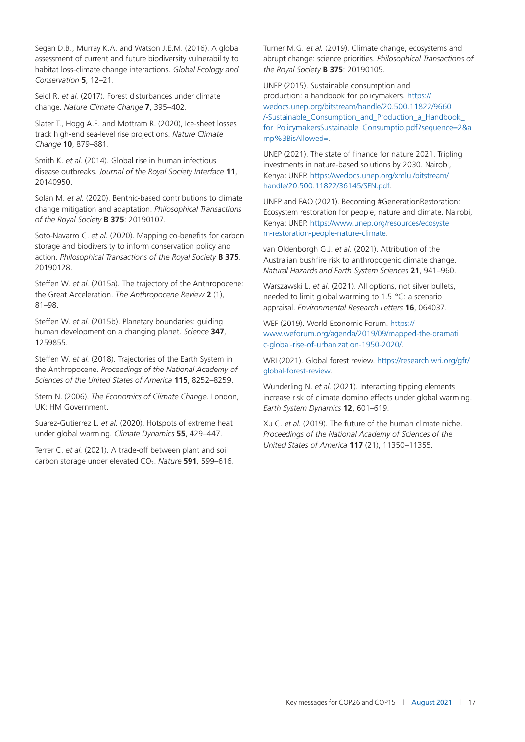Segan D.B., Murray K.A. and Watson J.E.M. (2016). A global assessment of current and future biodiversity vulnerability to habitat loss-climate change interactions. *Global Ecology and Conservation* **5**, 12–21.

Seidl R. *et al.* (2017). Forest disturbances under climate change. *Nature Climate Change* **7**, 395–402.

Slater T., Hogg A.E. and Mottram R. (2020), Ice-sheet losses track high-end sea-level rise projections. *Nature Climate Change* **10**, 879–881.

Smith K. *et al.* (2014). Global rise in human infectious disease outbreaks. *Journal of the Royal Society Interface* **11**, 20140950.

Solan M. *et al.* (2020). Benthic-based contributions to climate change mitigation and adaptation. *Philosophical Transactions of the Royal Society* **B 375**: 20190107.

Soto-Navarro C. *et al.* (2020). Mapping co-benefits for carbon storage and biodiversity to inform conservation policy and action. *Philosophical Transactions of the Royal Society* **B 375**, 20190128.

Steffen W. *et al.* (2015a). The trajectory of the Anthropocene: the Great Acceleration. *The Anthropocene Review* **2** (1), 81–98.

Steffen W. *et al.* (2015b). Planetary boundaries: guiding human development on a changing planet. *Science* **347**, 1259855.

Steffen W. *et al.* (2018). Trajectories of the Earth System in the Anthropocene. *Proceedings of the National Academy of Sciences of the United States of America* **115**, 8252–8259.

Stern N. (2006). *The Economics of Climate Change*. London, UK: HM Government.

Suarez-Gutierrez L. *et al.* (2020). Hotspots of extreme heat under global warming. *Climate Dynamics* **55**, 429–447.

Terrer C. *et al.* (2021). A trade-off between plant and soil carbon storage under elevated $CO_2$. *Nature* **591**, 599–616.

Turner M.G. *et al.* (2019). Climate change, ecosystems and abrupt change: science priorities. *Philosophical Transactions of the Royal Society* **B 375**: 20190105.

UNEP (2015). Sustainable consumption and production: a handbook for policymakers. https://wedocs.unep.org/bitstream/handle/20.500.11822/9660/-Sustainable_Consumption_and_Production_a_Handbook_for_PolicymakersSustainable_Consumptio.pdf?sequence=2&amp%3BisAllowed=.

UNEP (2021). The state of finance for nature 2021. Tripling investments in nature-based solutions by 2030. Nairobi, Kenya: UNEP. https://wedocs.unep.org/xmlui/bitstream/handle/20.500.11822/36145/SFN.pdf.

UNEP and FAO (2021). Becoming #GenerationRestoration: Ecosystem restoration for people, nature and climate. Nairobi, Kenya: UNEP. https://www.unep.org/resources/ecosystem-restoration-people-nature-climate.

van Oldenborgh G.J. *et al.* (2021). Attribution of the Australian bushfire risk to anthropogenic climate change. *Natural Hazards and Earth System Sciences* **21**, 941–960.

Warszawski L. *et al.* (2021). All options, not silver bullets, needed to limit global warming to 1.5 °C: a scenario appraisal. *Environmental Research Letters* **16**, 064037.

WEF (2019). World Economic Forum. https://www.weforum.org/agenda/2019/09/mapped-the-dramatic-global-rise-of-urbanization-1950-2020/.

WRI (2021). Global forest review. https://research.wri.org/gfr/global-forest-review.

Wunderling N. *et al.* (2021). Interacting tipping elements increase risk of climate domino effects under global warming. *Earth System Dynamics* **12**, 601–619.

Xu C. *et al.* (2019). The future of the human climate niche. *Proceedings of the National Academy of Sciences of the United States of America* **117** (21), 11350–11355.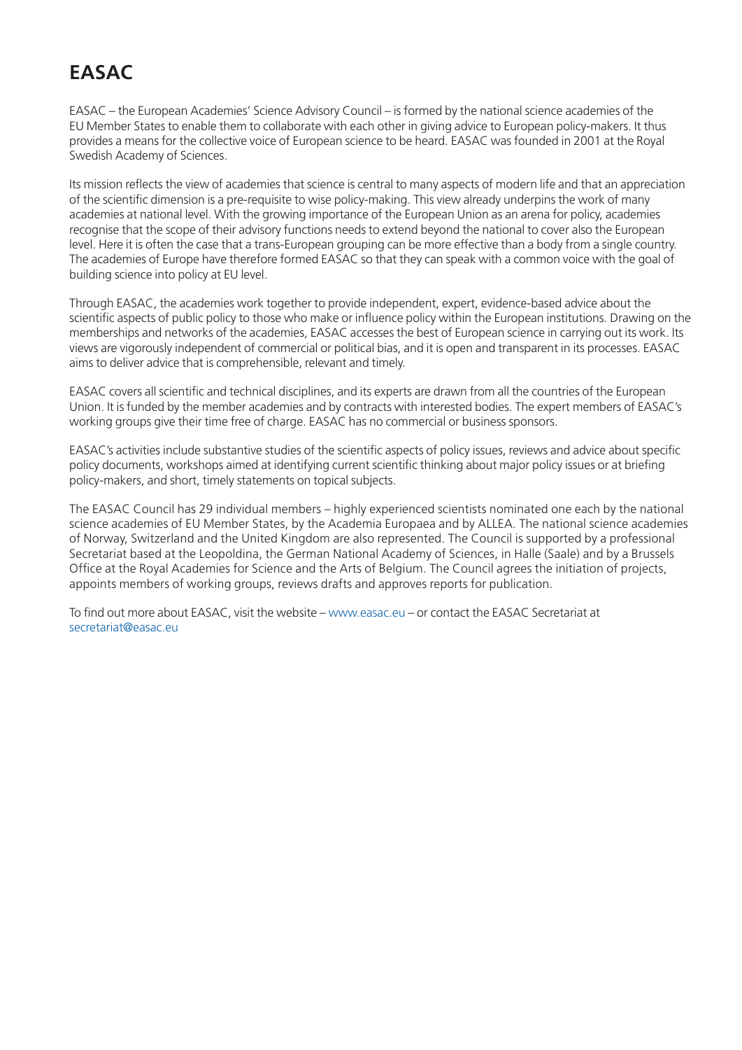# EASAC

EASAC – the European Academies' Science Advisory Council – is formed by the national science academies of the EU Member States to enable them to collaborate with each other in giving advice to European policy-makers. It thus provides a means for the collective voice of European science to be heard. EASAC was founded in 2001 at the Royal Swedish Academy of Sciences.

Its mission reflects the view of academies that science is central to many aspects of modern life and that an appreciation of the scientific dimension is a pre-requisite to wise policy-making. This view already underpins the work of many academies at national level. With the growing importance of the European Union as an arena for policy, academies recognise that the scope of their advisory functions needs to extend beyond the national to cover also the European level. Here it is often the case that a trans-European grouping can be more effective than a body from a single country. The academies of Europe have therefore formed EASAC so that they can speak with a common voice with the goal of building science into policy at EU level.

Through EASAC, the academies work together to provide independent, expert, evidence-based advice about the scientific aspects of public policy to those who make or influence policy within the European institutions. Drawing on the memberships and networks of the academies, EASAC accesses the best of European science in carrying out its work. Its views are vigorously independent of commercial or political bias, and it is open and transparent in its processes. EASAC aims to deliver advice that is comprehensible, relevant and timely.

EASAC covers all scientific and technical disciplines, and its experts are drawn from all the countries of the European Union. It is funded by the member academies and by contracts with interested bodies. The expert members of EASAC's working groups give their time free of charge. EASAC has no commercial or business sponsors.

EASAC's activities include substantive studies of the scientific aspects of policy issues, reviews and advice about specific policy documents, workshops aimed at identifying current scientific thinking about major policy issues or at briefing policy-makers, and short, timely statements on topical subjects.

The EASAC Council has 29 individual members – highly experienced scientists nominated one each by the national science academies of EU Member States, by the Academia Europaea and by ALLEA. The national science academies of Norway, Switzerland and the United Kingdom are also represented. The Council is supported by a professional Secretariat based at the Leopoldina, the German National Academy of Sciences, in Halle (Saale) and by a Brussels Office at the Royal Academies for Science and the Arts of Belgium. The Council agrees the initiation of projects, appoints members of working groups, reviews drafts and approves reports for publication.

To find out more about EASAC, visit the website – www.easac.eu – or contact the EASAC Secretariat at secretariat@easac.eu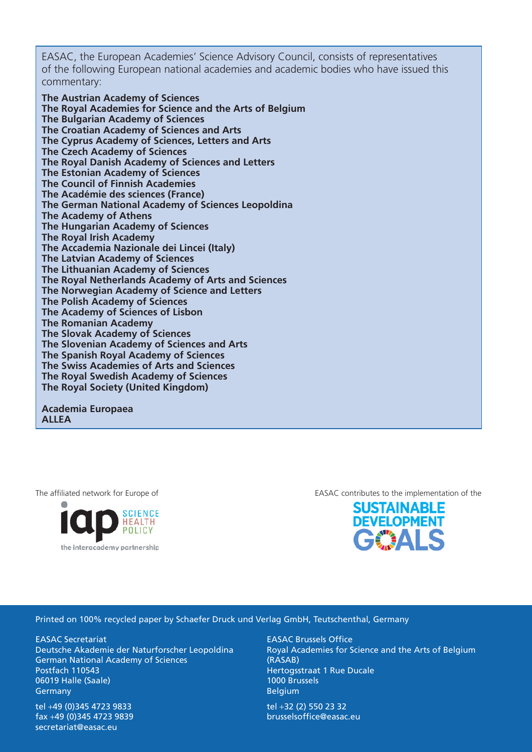EASAC, the European Academies' Science Advisory Council, consists of representatives of the following European national academies and academic bodies who have issued this commentary:

**The Austrian Academy of Sciences**
**The Royal Academies for Science and the Arts of Belgium**
**The Bulgarian Academy of Sciences**
**The Croatian Academy of Sciences and Arts**
**The Cyprus Academy of Sciences, Letters and Arts**
**The Czech Academy of Sciences**
**The Royal Danish Academy of Sciences and Letters**
**The Estonian Academy of Sciences**
**The Council of Finnish Academies**
**The Académie des sciences (France)**
**The German National Academy of Sciences Leopoldina**
**The Academy of Athens**
**The Hungarian Academy of Sciences**
**The Royal Irish Academy**
**The Accademia Nazionale dei Lincei (Italy)**
**The Latvian Academy of Sciences**
**The Lithuanian Academy of Sciences**
**The Royal Netherlands Academy of Arts and Sciences**
**The Norwegian Academy of Science and Letters**
**The Polish Academy of Sciences**
**The Academy of Sciences of Lisbon**
**The Romanian Academy**
**The Slovak Academy of Sciences**
**The Slovenian Academy of Sciences and Arts**
**The Spanish Royal Academy of Sciences**
**The Swiss Academies of Arts and Sciences**
**The Royal Swedish Academy of Sciences**
**The Royal Society (United Kingdom)**

**Academia Europaea**
**ALLEA**

The affiliated network for Europe of

iap SCIENCE HEALTH POLICY
the interacademy partnership

EASAC contributes to the implementation of the

SUSTAINABLE DEVELOPMENT GOALS

Printed on 100% recycled paper by Schaefer Druck und Verlag GmbH, Teutschenthal, Germany

EASAC Secretariat
Deutsche Akademie der Naturforscher Leopoldina
German National Academy of Sciences
Postfach 110543
06019 Halle (Saale)
Germany

tel +49 (0)345 4723 9833
fax +49 (0)345 4723 9839
secretariat@easac.eu

EASAC Brussels Office
Royal Academies for Science and the Arts of Belgium (RASAB)
Hertogsstraat 1 Rue Ducale
1000 Brussels
Belgium

tel +32 (2) 550 23 32
brusselsoffice@easac.eu